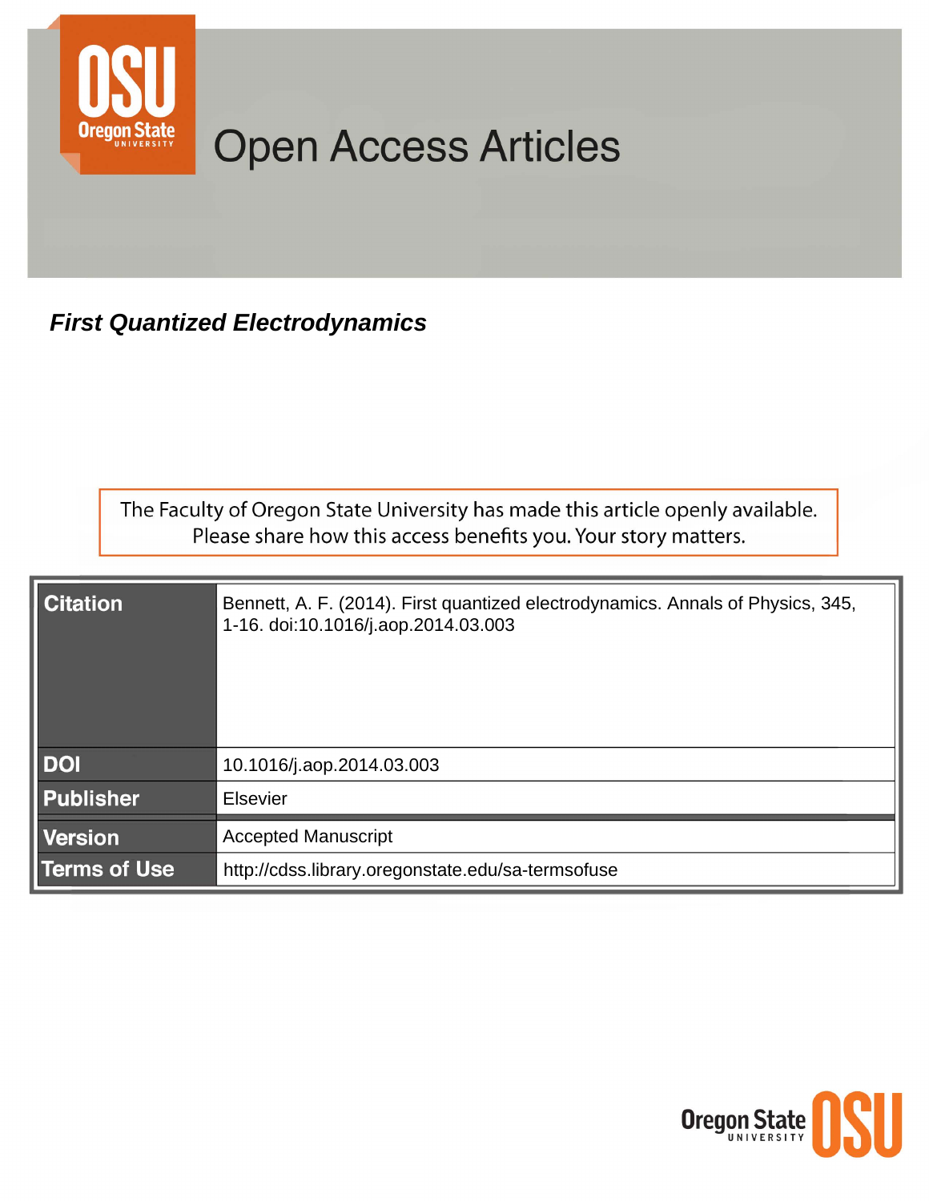Open Access Articles

***First Quantized Electrodynamics***

The Faculty of Oregon State University has made this article openly available.
Please share how this access benefits you. Your story matters.

| | |
|---|---|
| **Citation** | Bennett, A. F. (2014). First quantized electrodynamics. Annals of Physics, 345, 1-16. doi:10.1016/j.aop.2014.03.003 |
| **DOI** | 10.1016/j.aop.2014.03.003 |
| **Publisher** | Elsevier |
| **Version** | Accepted Manuscript |
| **Terms of Use** | http://cdss.library.oregonstate.edu/sa-termsofuse |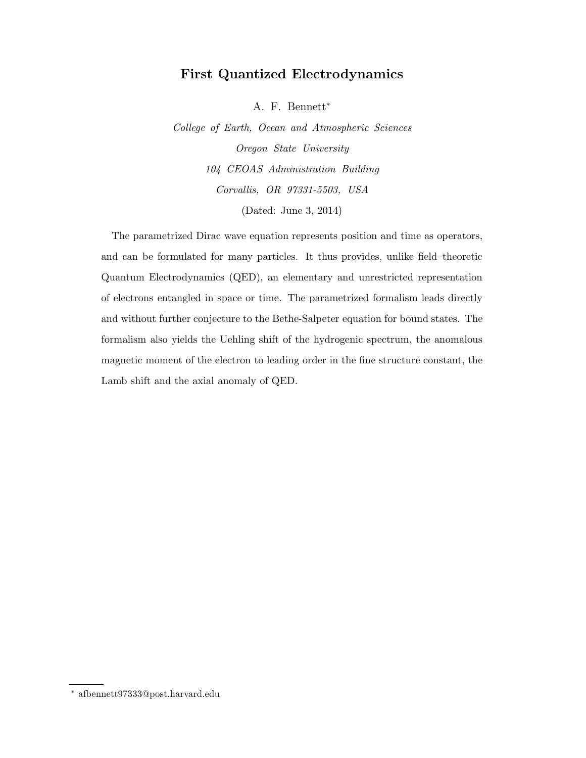# First Quantized Electrodynamics

A. F. Bennett*

*College of Earth, Ocean and Atmospheric Sciences*
*Oregon State University*
*104 CEOAS Administration Building*
*Corvallis, OR 97331-5503, USA*

(Dated: June 3, 2014)

The parametrized Dirac wave equation represents position and time as operators, and can be formulated for many particles. It thus provides, unlike field–theoretic Quantum Electrodynamics (QED), an elementary and unrestricted representation of electrons entangled in space or time. The parametrized formalism leads directly and without further conjecture to the Bethe-Salpeter equation for bound states. The formalism also yields the Uehling shift of the hydrogenic spectrum, the anomalous magnetic moment of the electron to leading order in the fine structure constant, the Lamb shift and the axial anomaly of QED.

* afbennett97333@post.harvard.edu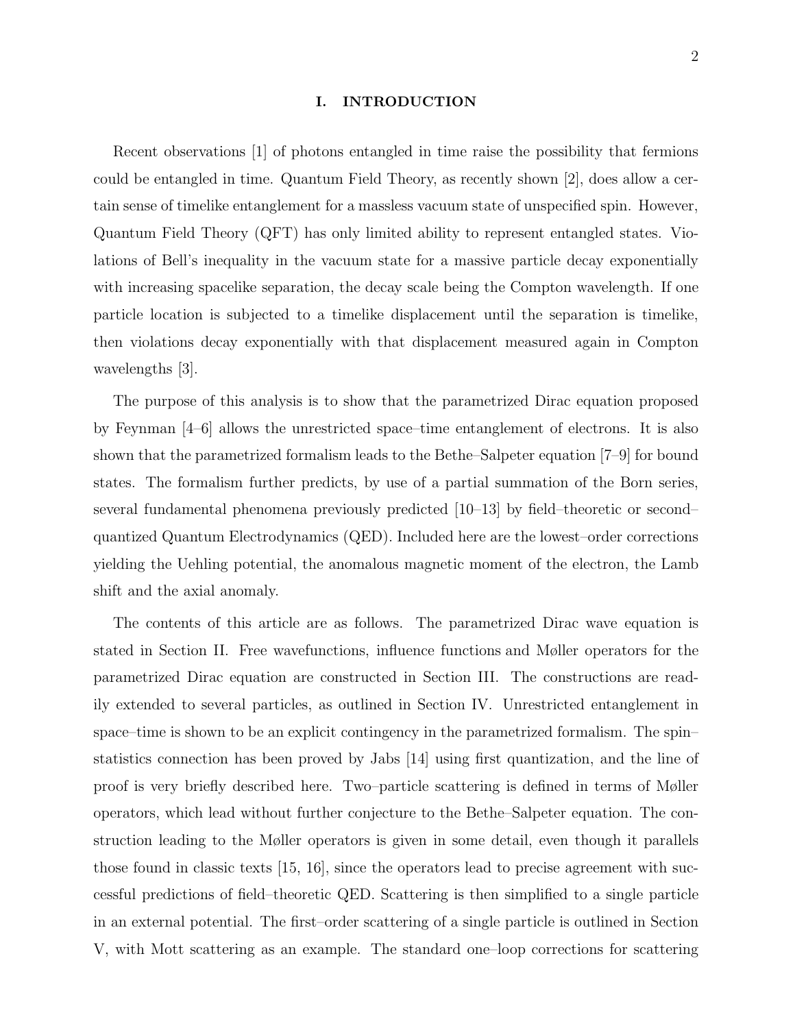## I. INTRODUCTION

Recent observations [1] of photons entangled in time raise the possibility that fermions could be entangled in time. Quantum Field Theory, as recently shown [2], does allow a certain sense of timelike entanglement for a massless vacuum state of unspecified spin. However, Quantum Field Theory (QFT) has only limited ability to represent entangled states. Violations of Bell's inequality in the vacuum state for a massive particle decay exponentially with increasing spacelike separation, the decay scale being the Compton wavelength. If one particle location is subjected to a timelike displacement until the separation is timelike, then violations decay exponentially with that displacement measured again in Compton wavelengths [3].

The purpose of this analysis is to show that the parametrized Dirac equation proposed by Feynman [4–6] allows the unrestricted space–time entanglement of electrons. It is also shown that the parametrized formalism leads to the Bethe–Salpeter equation [7–9] for bound states. The formalism further predicts, by use of a partial summation of the Born series, several fundamental phenomena previously predicted [10–13] by field–theoretic or second–quantized Quantum Electrodynamics (QED). Included here are the lowest–order corrections yielding the Uehling potential, the anomalous magnetic moment of the electron, the Lamb shift and the axial anomaly.

The contents of this article are as follows. The parametrized Dirac wave equation is stated in Section II. Free wavefunctions, influence functions and Møller operators for the parametrized Dirac equation are constructed in Section III. The constructions are readily extended to several particles, as outlined in Section IV. Unrestricted entanglement in space–time is shown to be an explicit contingency in the parametrized formalism. The spin–statistics connection has been proved by Jabs [14] using first quantization, and the line of proof is very briefly described here. Two–particle scattering is defined in terms of Møller operators, which lead without further conjecture to the Bethe–Salpeter equation. The construction leading to the Møller operators is given in some detail, even though it parallels those found in classic texts [15, 16], since the operators lead to precise agreement with successful predictions of field–theoretic QED. Scattering is then simplified to a single particle in an external potential. The first–order scattering of a single particle is outlined in Section V, with Mott scattering as an example. The standard one–loop corrections for scattering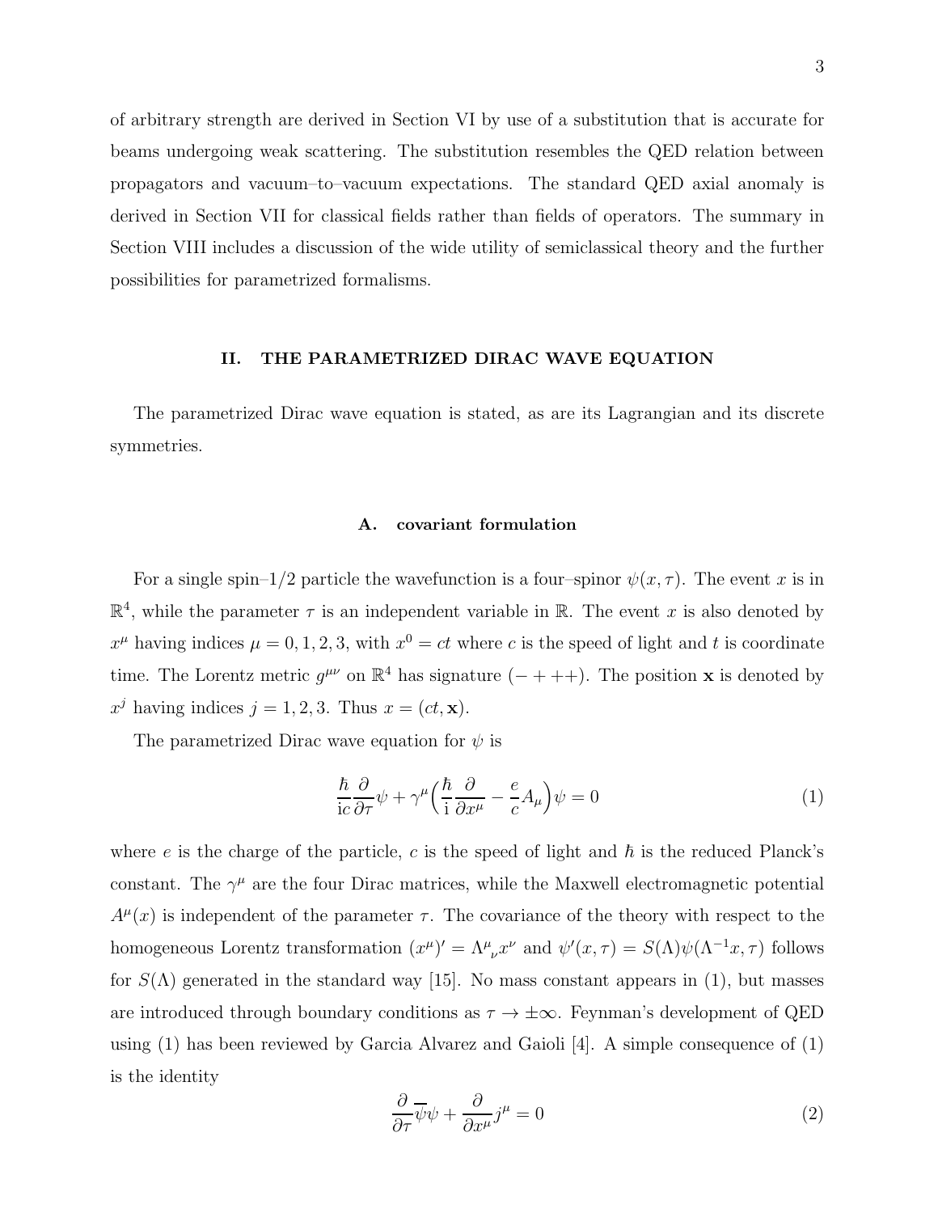of arbitrary strength are derived in Section VI by use of a substitution that is accurate for beams undergoing weak scattering. The substitution resembles the QED relation between propagators and vacuum–to–vacuum expectations. The standard QED axial anomaly is derived in Section VII for classical fields rather than fields of operators. The summary in Section VIII includes a discussion of the wide utility of semiclassical theory and the further possibilities for parametrized formalisms.

## II. THE PARAMETRIZED DIRAC WAVE EQUATION

The parametrized Dirac wave equation is stated, as are its Lagrangian and its discrete symmetries.

### A. covariant formulation

For a single spin–1/2 particle the wavefunction is a four–spinor $\psi(x, \tau)$. The event $x$ is in $\mathbb{R}^4$, while the parameter $\tau$ is an independent variable in $\mathbb{R}$. The event $x$ is also denoted by $x^\mu$ having indices $\mu = 0, 1, 2, 3$, with $x^0 = ct$ where $c$ is the speed of light and $t$ is coordinate time. The Lorentz metric $g^{\mu\nu}$ on $\mathbb{R}^4$ has signature $(-+++)$. The position $\mathbf{x}$ is denoted by $x^j$ having indices $j = 1, 2, 3$. Thus $x = (ct, \mathbf{x})$.

The parametrized Dirac wave equation for $\psi$ is

$$\frac{\hbar}{\mathrm{i}c}\frac{\partial}{\partial \tau}\psi + \gamma^\mu\Big(\frac{\hbar}{\mathrm{i}}\frac{\partial}{\partial x^\mu} - \frac{e}{c}A_\mu\Big)\psi = 0 \tag{1}$$

where $e$ is the charge of the particle, $c$ is the speed of light and $\hbar$ is the reduced Planck's constant. The $\gamma^\mu$ are the four Dirac matrices, while the Maxwell electromagnetic potential $A^\mu(x)$ is independent of the parameter $\tau$. The covariance of the theory with respect to the homogeneous Lorentz transformation $(x^\mu)' = \Lambda^\mu{}_\nu x^\nu$ and $\psi'(x, \tau) = S(\Lambda)\psi(\Lambda^{-1}x, \tau)$ follows for $S(\Lambda)$ generated in the standard way [15]. No mass constant appears in (1), but masses are introduced through boundary conditions as $\tau \to \pm\infty$. Feynman's development of QED using (1) has been reviewed by Garcia Alvarez and Gaioli [4]. A simple consequence of (1) is the identity

$$\frac{\partial}{\partial \tau}\overline{\psi}\psi + \frac{\partial}{\partial x^\mu}j^\mu = 0 \tag{2}$$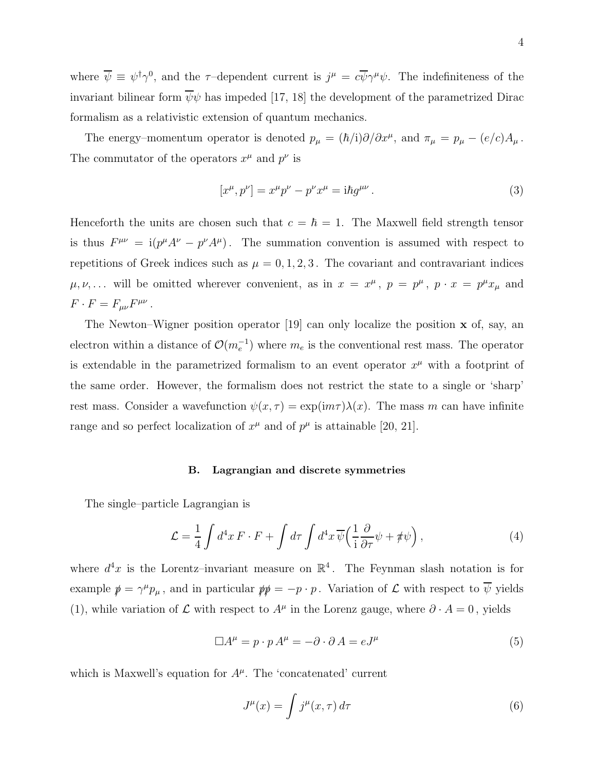where $\overline{\psi} \equiv \psi^\dagger \gamma^0$, and the $\tau$–dependent current is $j^\mu = c\overline{\psi}\gamma^\mu\psi$. The indefiniteness of the invariant bilinear form $\overline{\psi}\psi$ has impeded [17, 18] the development of the parametrized Dirac formalism as a relativistic extension of quantum mechanics.

The energy–momentum operator is denoted $p_\mu = (\hbar/\mathrm{i})\partial/\partial x^\mu$, and $\pi_\mu = p_\mu - (e/c)A_\mu$. The commutator of the operators $x^\mu$ and $p^\nu$ is

$$[x^\mu, p^\nu] = x^\mu p^\nu - p^\nu x^\mu = \mathrm{i}\hbar g^{\mu\nu}\,. \tag{3}$$

Henceforth the units are chosen such that $c = \hbar = 1$. The Maxwell field strength tensor is thus $F^{\mu\nu} = \mathrm{i}(p^\mu A^\nu - p^\nu A^\mu)$. The summation convention is assumed with respect to repetitions of Greek indices such as $\mu = 0, 1, 2, 3$. The covariant and contravariant indices $\mu, \nu, \ldots$ will be omitted wherever convenient, as in $x = x^\mu$, $p = p^\mu$, $p \cdot x = p^\mu x_\mu$ and $F \cdot F = F_{\mu\nu}F^{\mu\nu}$.

The Newton–Wigner position operator [19] can only localize the position $\mathbf{x}$ of, say, an electron within a distance of $\mathcal{O}(m_e^{-1})$ where $m_e$ is the conventional rest mass. The operator is extendable in the parametrized formalism to an event operator $x^\mu$ with a footprint of the same order. However, the formalism does not restrict the state to a single or 'sharp' rest mass. Consider a wavefunction $\psi(x, \tau) = \exp(\mathrm{i}m\tau)\lambda(x)$. The mass $m$ can have infinite range and so perfect localization of $x^\mu$ and of $p^\mu$ is attainable [20, 21].

### B. Lagrangian and discrete symmetries

The single–particle Lagrangian is

$$\mathcal{L} = \frac{1}{4}\int d^4x\, F \cdot F + \int d\tau \int d^4x\, \overline{\psi}\Big(\frac{1}{\mathrm{i}}\frac{\partial}{\partial \tau}\psi + \not{\pi}\psi\Big)\,, \tag{4}$$

where $d^4x$ is the Lorentz–invariant measure on $\mathbb{R}^4$. The Feynman slash notation is for example $\not{p} = \gamma^\mu p_\mu$, and in particular $\not{p}\not{p} = -p \cdot p$. Variation of $\mathcal{L}$ with respect to $\overline{\psi}$ yields (1), while variation of $\mathcal{L}$ with respect to $A^\mu$ in the Lorenz gauge, where $\partial \cdot A = 0$, yields

$$\Box A^\mu = p \cdot p\, A^\mu = -\partial \cdot \partial\, A = eJ^\mu \tag{5}$$

which is Maxwell's equation for $A^\mu$. The 'concatenated' current

$$J^\mu(x) = \int j^\mu(x, \tau)\, d\tau \tag{6}$$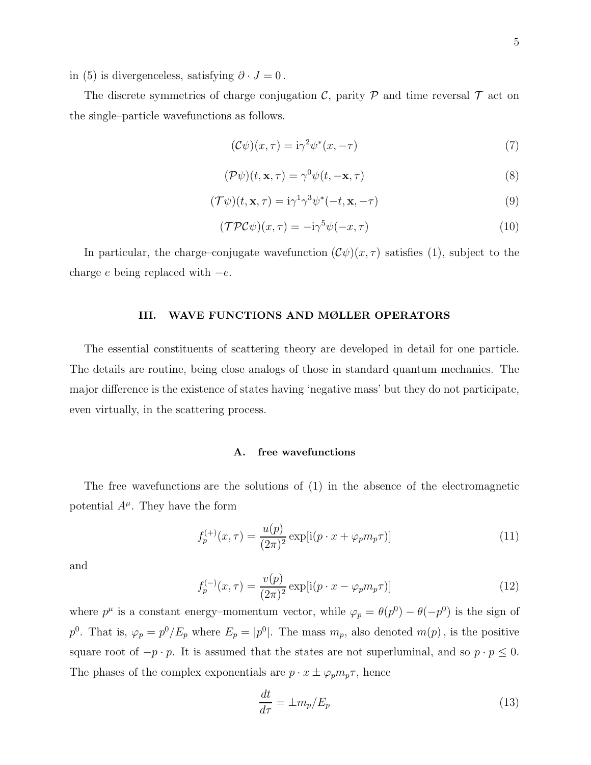in (5) is divergenceless, satisfying $\partial \cdot J = 0$.

The discrete symmetries of charge conjugation $\mathcal{C}$, parity $\mathcal{P}$ and time reversal $\mathcal{T}$ act on the single–particle wavefunctions as follows.

$$(\mathcal{C}\psi)(x,\tau) = \mathrm{i}\gamma^2\psi^*(x,-\tau) \tag{7}$$

$$(\mathcal{P}\psi)(t,\mathbf{x},\tau) = \gamma^0\psi(t,-\mathbf{x},\tau) \tag{8}$$

$$(\mathcal{T}\psi)(t,\mathbf{x},\tau) = \mathrm{i}\gamma^1\gamma^3\psi^*(-t,\mathbf{x},-\tau) \tag{9}$$

$$(\mathcal{TPC}\psi)(x,\tau) = -\mathrm{i}\gamma^5\psi(-x,\tau) \tag{10}$$

In particular, the charge–conjugate wavefunction $(\mathcal{C}\psi)(x,\tau)$ satisfies (1), subject to the charge $e$ being replaced with $-e$.

## III. WAVE FUNCTIONS AND MØLLER OPERATORS

The essential constituents of scattering theory are developed in detail for one particle. The details are routine, being close analogs of those in standard quantum mechanics. The major difference is the existence of states having 'negative mass' but they do not participate, even virtually, in the scattering process.

### A. free wavefunctions

The free wavefunctions are the solutions of (1) in the absence of the electromagnetic potential $A^\mu$. They have the form

$$f_p^{(+)}(x,\tau) = \frac{u(p)}{(2\pi)^2}\exp[\mathrm{i}(p\cdot x + \varphi_p m_p \tau)] \tag{11}$$

and

$$f_p^{(-)}(x,\tau) = \frac{v(p)}{(2\pi)^2}\exp[\mathrm{i}(p\cdot x - \varphi_p m_p \tau)] \tag{12}$$

where $p^\mu$ is a constant energy–momentum vector, while $\varphi_p = \theta(p^0) - \theta(-p^0)$ is the sign of $p^0$. That is, $\varphi_p = p^0/E_p$ where $E_p = |p^0|$. The mass $m_p$, also denoted $m(p)$, is the positive square root of $-p\cdot p$. It is assumed that the states are not superluminal, and so $p\cdot p \leq 0$. The phases of the complex exponentials are $p\cdot x \pm \varphi_p m_p \tau$, hence

$$\frac{dt}{d\tau} = \pm m_p/E_p \tag{13}$$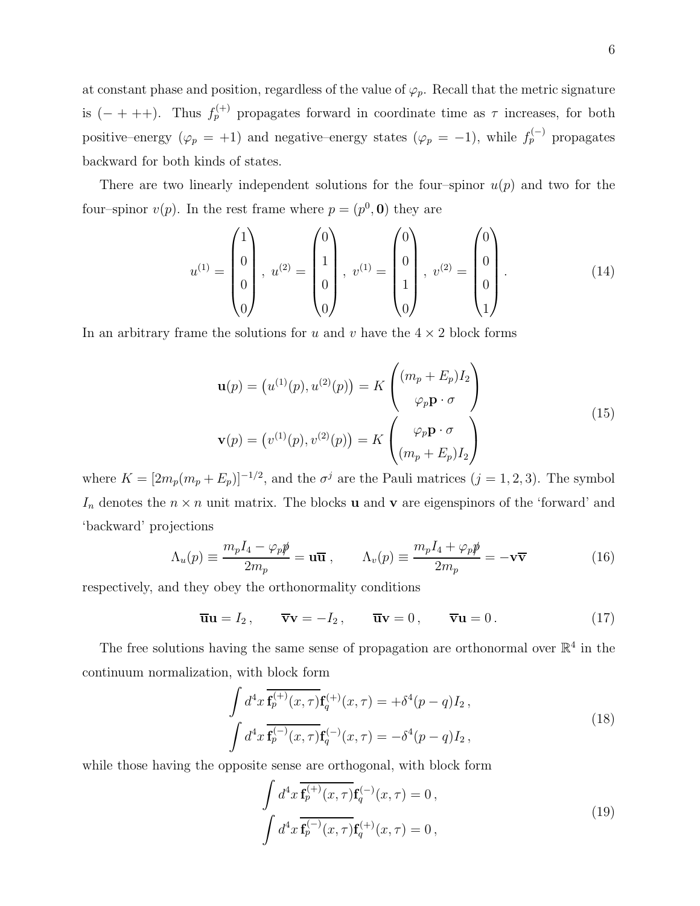at constant phase and position, regardless of the value of $\varphi_p$. Recall that the metric signature is $(-+++)$. Thus $f_p^{(+)}$ propagates forward in coordinate time as $\tau$ increases, for both positive–energy ($\varphi_p = +1$) and negative–energy states ($\varphi_p = -1$), while $f_p^{(-)}$ propagates backward for both kinds of states.

There are two linearly independent solutions for the four–spinor $u(p)$ and two for the four–spinor $v(p)$. In the rest frame where $p = (p^0, \mathbf{0})$ they are

$$
u^{(1)} = \begin{pmatrix} 1 \\ 0 \\ 0 \\ 0 \end{pmatrix}, \; u^{(2)} = \begin{pmatrix} 0 \\ 1 \\ 0 \\ 0 \end{pmatrix}, \; v^{(1)} = \begin{pmatrix} 0 \\ 0 \\ 1 \\ 0 \end{pmatrix}, \; v^{(2)} = \begin{pmatrix} 0 \\ 0 \\ 0 \\ 1 \end{pmatrix}. \tag{14}
$$

In an arbitrary frame the solutions for $u$ and $v$ have the $4 \times 2$ block forms

$$
\begin{aligned}
\mathbf{u}(p) &= \left(u^{(1)}(p), u^{(2)}(p)\right) = K \begin{pmatrix} (m_p + E_p) I_2 \\ \varphi_p \mathbf{p} \cdot \sigma \end{pmatrix} \\
\mathbf{v}(p) &= \left(v^{(1)}(p), v^{(2)}(p)\right) = K \begin{pmatrix} \varphi_p \mathbf{p} \cdot \sigma \\ (m_p + E_p) I_2 \end{pmatrix}
\end{aligned} \tag{15}
$$

where $K = [2m_p(m_p + E_p)]^{-1/2}$, and the $\sigma^j$ are the Pauli matrices ($j = 1, 2, 3$). The symbol $I_n$ denotes the $n \times n$ unit matrix. The blocks $\mathbf{u}$ and $\mathbf{v}$ are eigenspinors of the 'forward' and 'backward' projections

$$
\Lambda_u(p) \equiv \frac{m_p I_4 - \varphi_p \not{p}}{2m_p} = \mathbf{u}\overline{\mathbf{u}}\,, \qquad \Lambda_v(p) \equiv \frac{m_p I_4 + \varphi_p \not{p}}{2m_p} = -\mathbf{v}\overline{\mathbf{v}} \tag{16}
$$

respectively, and they obey the orthonormality conditions

$$
\overline{\mathbf{u}}\mathbf{u} = I_2\,, \qquad \overline{\mathbf{v}}\mathbf{v} = -I_2\,, \qquad \overline{\mathbf{u}}\mathbf{v} = 0\,, \qquad \overline{\mathbf{v}}\mathbf{u} = 0\,. \tag{17}
$$

The free solutions having the same sense of propagation are orthonormal over $\mathbb{R}^4$ in the continuum normalization, with block form

$$
\begin{aligned}
\int d^4x\, \overline{\mathbf{f}_p^{(+)}(x,\tau)}\mathbf{f}_q^{(+)}(x,\tau) &= +\delta^4(p-q) I_2\,, \\
\int d^4x\, \overline{\mathbf{f}_p^{(-)}(x,\tau)}\mathbf{f}_q^{(-)}(x,\tau) &= -\delta^4(p-q) I_2\,,
\end{aligned} \tag{18}
$$

while those having the opposite sense are orthogonal, with block form

$$
\begin{aligned}
\int d^4x\, \overline{\mathbf{f}_p^{(+)}(x,\tau)}\mathbf{f}_q^{(-)}(x,\tau) &= 0\,, \\
\int d^4x\, \overline{\mathbf{f}_p^{(-)}(x,\tau)}\mathbf{f}_q^{(+)}(x,\tau) &= 0\,,
\end{aligned} \tag{19}
$$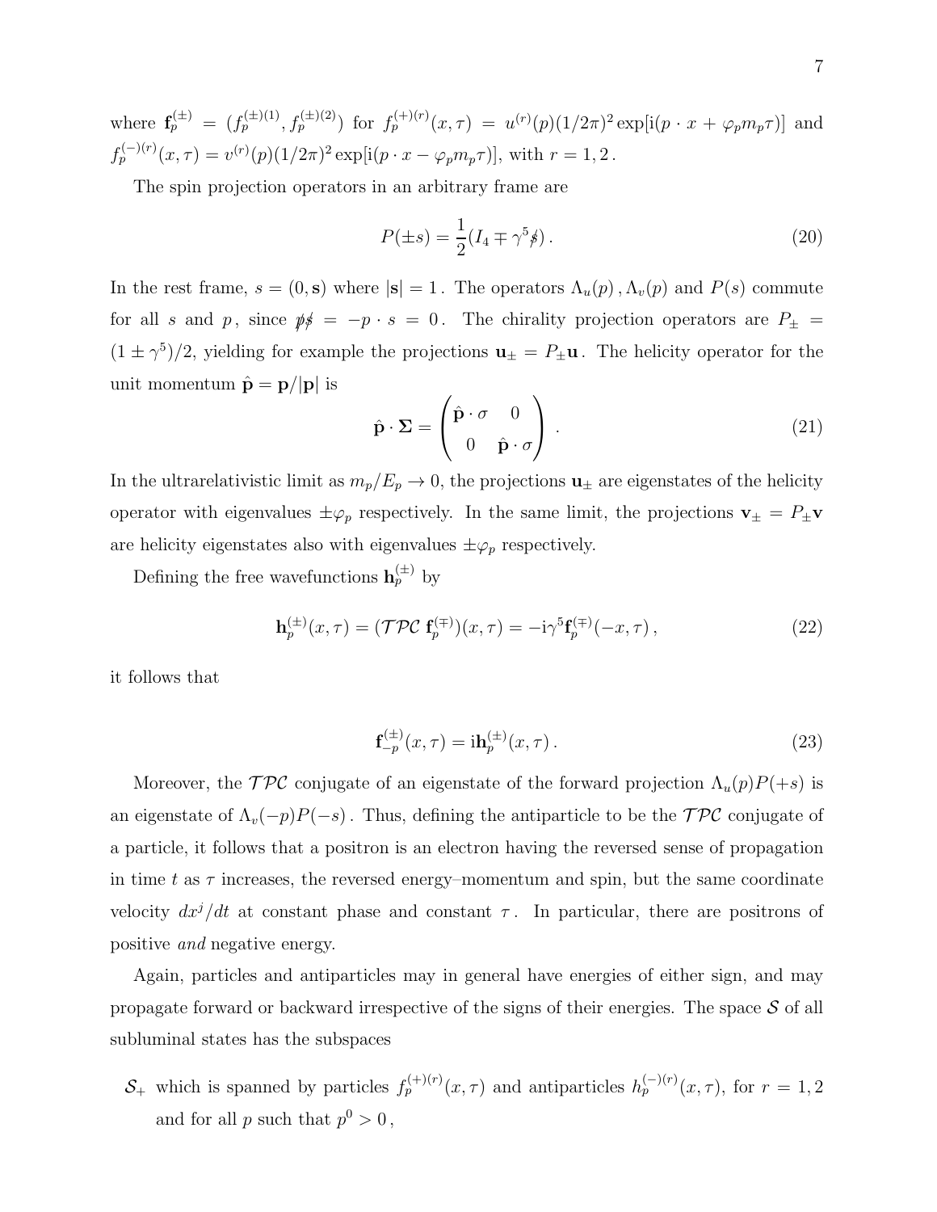where $\mathbf{f}_p^{(\pm)} = (f_p^{(\pm)(1)}, f_p^{(\pm)(2)})$ for $f_p^{(+)(r)}(x,\tau) = u^{(r)}(p)(1/2\pi)^2 \exp[\mathrm{i}(p\cdot x + \varphi_p m_p \tau)]$ and $f_p^{(-)(r)}(x,\tau) = v^{(r)}(p)(1/2\pi)^2 \exp[\mathrm{i}(p\cdot x - \varphi_p m_p \tau)]$, with $r = 1, 2$.

The spin projection operators in an arbitrary frame are

$$P(\pm s) = \frac{1}{2}(I_4 \mp \gamma^5 \not{s}) \,. \tag{20}$$

In the rest frame, $s = (0, \mathbf{s})$ where $|\mathbf{s}| = 1$. The operators $\Lambda_u(p)\,, \Lambda_v(p)$ and $P(s)$ commute for all $s$ and $p$, since $\not{p}\not{s} = -p \cdot s = 0$. The chirality projection operators are $P_\pm = (1 \pm \gamma^5)/2$, yielding for example the projections $\mathbf{u}_\pm = P_\pm \mathbf{u}$. The helicity operator for the unit momentum $\hat{\mathbf{p}} = \mathbf{p}/|\mathbf{p}|$ is

$$\hat{\mathbf{p}} \cdot \mathbf{\Sigma} = \begin{pmatrix} \hat{\mathbf{p}}\cdot\sigma & 0 \\ 0 & \hat{\mathbf{p}}\cdot\sigma \end{pmatrix} \,. \tag{21}$$

In the ultrarelativistic limit as $m_p/E_p \to 0$, the projections $\mathbf{u}_\pm$ are eigenstates of the helicity operator with eigenvalues $\pm\varphi_p$ respectively. In the same limit, the projections $\mathbf{v}_\pm = P_\pm \mathbf{v}$ are helicity eigenstates also with eigenvalues $\pm\varphi_p$ respectively.

Defining the free wavefunctions $\mathbf{h}_p^{(\pm)}$ by

$$\mathbf{h}_p^{(\pm)}(x,\tau) = (\mathcal{TPC}\; \mathbf{f}_p^{(\mp)})(x,\tau) = -\mathrm{i}\gamma^5 \mathbf{f}_p^{(\mp)}(-x,\tau)\,, \tag{22}$$

it follows that

$$\mathbf{f}_{-p}^{(\pm)}(x,\tau) = \mathrm{i}\mathbf{h}_p^{(\pm)}(x,\tau)\,. \tag{23}$$

Moreover, the $\mathcal{TPC}$ conjugate of an eigenstate of the forward projection $\Lambda_u(p)P(+s)$ is an eigenstate of $\Lambda_v(-p)P(-s)$. Thus, defining the antiparticle to be the $\mathcal{TPC}$ conjugate of a particle, it follows that a positron is an electron having the reversed sense of propagation in time $t$ as $\tau$ increases, the reversed energy–momentum and spin, but the same coordinate velocity $dx^j/dt$ at constant phase and constant $\tau$. In particular, there are positrons of positive *and* negative energy.

Again, particles and antiparticles may in general have energies of either sign, and may propagate forward or backward irrespective of the signs of their energies. The space $\mathcal{S}$ of all subluminal states has the subspaces

- $\mathcal{S}_+$ which is spanned by particles $f_p^{(+)(r)}(x,\tau)$ and antiparticles $h_p^{(-)(r)}(x,\tau)$, for $r = 1, 2$ and for all $p$ such that $p^0 > 0$,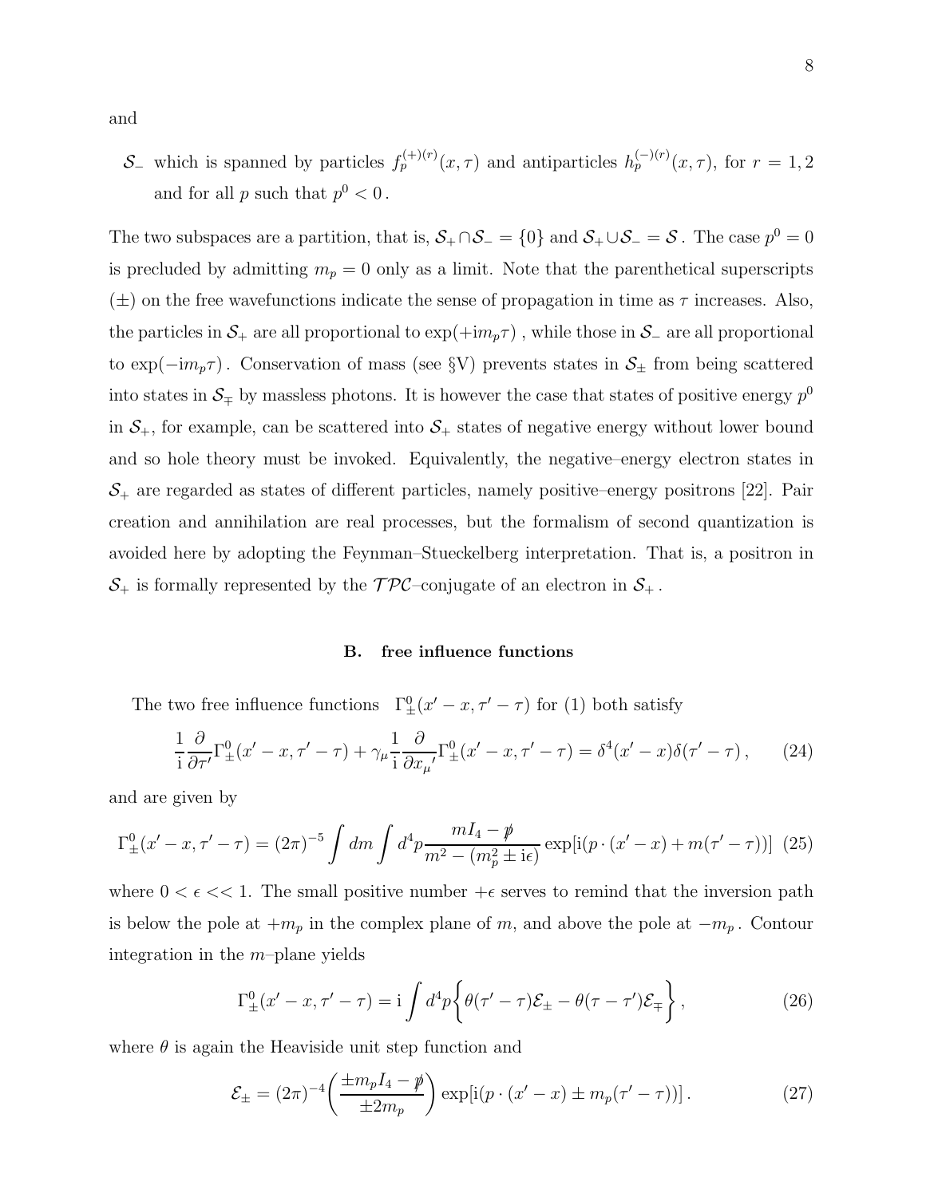and

- $\mathcal{S}_-$ which is spanned by particles $f_p^{(+)(r)}(x,\tau)$ and antiparticles $h_p^{(-)(r)}(x,\tau)$, for $r=1,2$ and for all $p$ such that $p^0 < 0$.

The two subspaces are a partition, that is, $\mathcal{S}_+ \cap \mathcal{S}_- = \{0\}$ and $\mathcal{S}_+ \cup \mathcal{S}_- = \mathcal{S}$. The case $p^0 = 0$ is precluded by admitting $m_p = 0$ only as a limit. Note that the parenthetical superscripts $(\pm)$ on the free wavefunctions indicate the sense of propagation in time as $\tau$ increases. Also, the particles in $\mathcal{S}_+$ are all proportional to $\exp(+\mathrm{i}m_p\tau)$, while those in $\mathcal{S}_-$ are all proportional to $\exp(-\mathrm{i}m_p\tau)$. Conservation of mass (see §V) prevents states in $\mathcal{S}_\pm$ from being scattered into states in $\mathcal{S}_\mp$ by massless photons. It is however the case that states of positive energy $p^0$ in $\mathcal{S}_+$, for example, can be scattered into $\mathcal{S}_+$ states of negative energy without lower bound and so hole theory must be invoked. Equivalently, the negative–energy electron states in $\mathcal{S}_+$ are regarded as states of different particles, namely positive–energy positrons [22]. Pair creation and annihilation are real processes, but the formalism of second quantization is avoided here by adopting the Feynman–Stueckelberg interpretation. That is, a positron in $\mathcal{S}_+$ is formally represented by the $\mathcal{TPC}$–conjugate of an electron in $\mathcal{S}_+$.

### B. free influence functions

The two free influence functions $\Gamma^0_\pm(x'-x,\tau'-\tau)$ for (1) both satisfy

$$\frac{1}{\mathrm{i}}\frac{\partial}{\partial \tau'}\Gamma^0_\pm(x'-x,\tau'-\tau) + \gamma_\mu \frac{1}{\mathrm{i}}\frac{\partial}{\partial {x_\mu}'}\Gamma^0_\pm(x'-x,\tau'-\tau) = \delta^4(x'-x)\delta(\tau'-\tau)\,, \tag{24}$$

and are given by

$$\Gamma^0_\pm(x'-x,\tau'-\tau) = (2\pi)^{-5}\int dm \int d^4p \frac{mI_4 - \not{p}}{m^2-(m_p^2 \pm \mathrm{i}\epsilon)} \exp[\mathrm{i}(p\cdot(x'-x)+m(\tau'-\tau))] \tag{25}$$

where $0 < \epsilon << 1$. The small positive number $+\epsilon$ serves to remind that the inversion path is below the pole at $+m_p$ in the complex plane of $m$, and above the pole at $-m_p$. Contour integration in the $m$–plane yields

$$\Gamma^0_\pm(x'-x,\tau'-\tau) = \mathrm{i}\int d^4p \bigg\{\theta(\tau'-\tau)\mathcal{E}_\pm - \theta(\tau-\tau')\mathcal{E}_\mp\bigg\}\,, \tag{26}$$

where $\theta$ is again the Heaviside unit step function and

$$\mathcal{E}_\pm = (2\pi)^{-4}\bigg(\frac{\pm m_p I_4 - \not{p}}{\pm 2m_p}\bigg)\exp[\mathrm{i}(p\cdot(x'-x) \pm m_p(\tau'-\tau))]\,. \tag{27}$$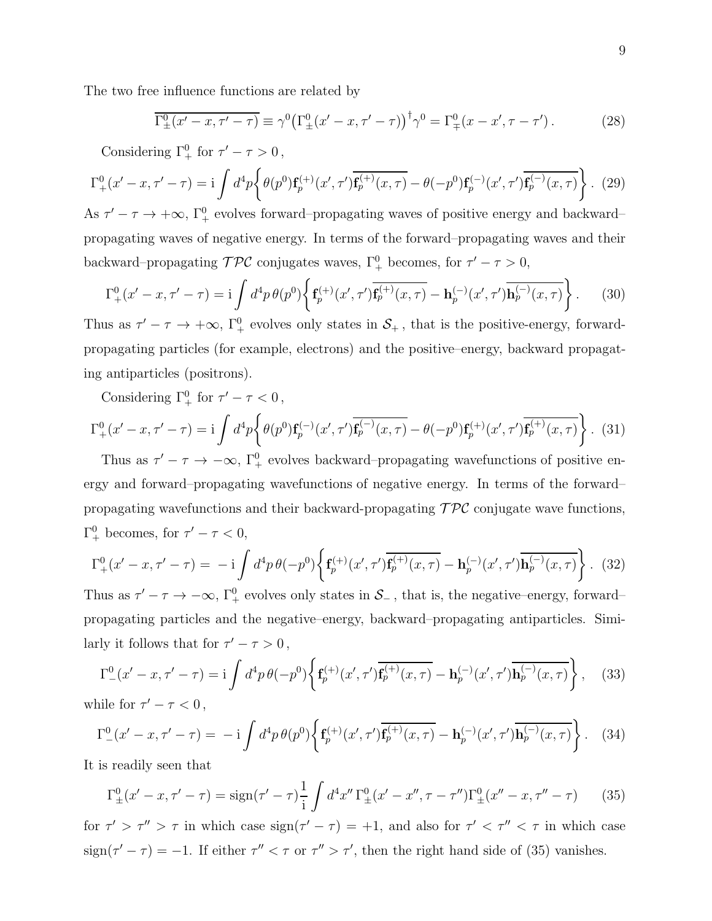The two free influence functions are related by

$$\overline{\Gamma^0_\pm(x'-x,\tau'-\tau)} \equiv \gamma^0\big(\Gamma^0_\pm(x'-x,\tau'-\tau)\big)^\dagger\gamma^0 = \Gamma^0_\mp(x-x',\tau-\tau')\,. \tag{28}$$

Considering $\Gamma^0_+$ for $\tau'-\tau>0\,$,

$$\Gamma^0_+(x'-x,\tau'-\tau) = \mathrm{i}\int d^4p\bigg\{\theta(p^0)\mathbf{f}^{(+)}_p(x',\tau')\overline{\mathbf{f}^{(+)}_p(x,\tau)} - \theta(-p^0)\mathbf{f}^{(-)}_p(x',\tau')\overline{\mathbf{f}^{(-)}_p(x,\tau)}\bigg\}\,. \tag{29}$$

As $\tau'-\tau\to+\infty$, $\Gamma^0_+$ evolves forward–propagating waves of positive energy and backward–propagating waves of negative energy. In terms of the forward–propagating waves and their backward–propagating $\mathcal{TPC}$ conjugates waves, $\Gamma^0_+$ becomes, for $\tau'-\tau>0$,

$$\Gamma^0_+(x'-x,\tau'-\tau) = \mathrm{i}\int d^4p\,\theta(p^0)\bigg\{\mathbf{f}^{(+)}_p(x',\tau')\overline{\mathbf{f}^{(+)}_p(x,\tau)} - \mathbf{h}^{(-)}_p(x',\tau')\overline{\mathbf{h}^{(-)}_p(x,\tau)}\bigg\}\,. \tag{30}$$

Thus as $\tau'-\tau\to+\infty$, $\Gamma^0_+$ evolves only states in $\mathcal{S}_+$, that is the positive-energy, forward-propagating particles (for example, electrons) and the positive–energy, backward propagating antiparticles (positrons).

Considering $\Gamma^0_+$ for $\tau'-\tau<0\,$,

$$\Gamma^0_+(x'-x,\tau'-\tau) = \mathrm{i}\int d^4p\bigg\{\theta(p^0)\mathbf{f}^{(-)}_p(x',\tau')\overline{\mathbf{f}^{(-)}_p(x,\tau)} - \theta(-p^0)\mathbf{f}^{(+)}_p(x',\tau')\overline{\mathbf{f}^{(+)}_p(x,\tau)}\bigg\}\,. \tag{31}$$

Thus as $\tau'-\tau\to-\infty$, $\Gamma^0_+$ evolves backward–propagating wavefunctions of positive energy and forward–propagating wavefunctions of negative energy. In terms of the forward–propagating wavefunctions and their backward-propagating $\mathcal{TPC}$ conjugate wave functions, $\Gamma^0_+$ becomes, for $\tau'-\tau<0$,

$$\Gamma^0_+(x'-x,\tau'-\tau) = -\mathrm{i}\int d^4p\,\theta(-p^0)\bigg\{\mathbf{f}^{(+)}_p(x',\tau')\overline{\mathbf{f}^{(+)}_p(x,\tau)} - \mathbf{h}^{(-)}_p(x',\tau')\overline{\mathbf{h}^{(-)}_p(x,\tau)}\bigg\}\,. \tag{32}$$

Thus as $\tau'-\tau\to-\infty$, $\Gamma^0_+$ evolves only states in $\mathcal{S}_-$, that is, the negative–energy, forward–propagating particles and the negative–energy, backward–propagating antiparticles. Similarly it follows that for $\tau'-\tau>0\,$,

$$\Gamma^0_-(x'-x,\tau'-\tau) = \mathrm{i}\int d^4p\,\theta(-p^0)\bigg\{\mathbf{f}^{(+)}_p(x',\tau')\overline{\mathbf{f}^{(+)}_p(x,\tau)} - \mathbf{h}^{(-)}_p(x',\tau')\overline{\mathbf{h}^{(-)}_p(x,\tau)}\bigg\}\,, \tag{33}$$

while for $\tau'-\tau<0\,$,

$$\Gamma^0_-(x'-x,\tau'-\tau) = -\mathrm{i}\int d^4p\,\theta(p^0)\bigg\{\mathbf{f}^{(+)}_p(x',\tau')\overline{\mathbf{f}^{(+)}_p(x,\tau)} - \mathbf{h}^{(-)}_p(x',\tau')\overline{\mathbf{h}^{(-)}_p(x,\tau)}\bigg\}\,. \tag{34}$$

It is readily seen that

$$\Gamma^0_\pm(x'-x,\tau'-\tau) = \mathrm{sign}(\tau'-\tau)\frac{1}{\mathrm{i}}\int d^4x''\,\Gamma^0_\pm(x'-x'',\tau-\tau'')\Gamma^0_\pm(x''-x,\tau''-\tau) \tag{35}$$

for $\tau'>\tau''>\tau$ in which case $\mathrm{sign}(\tau'-\tau)=+1$, and also for $\tau'<\tau''<\tau$ in which case $\mathrm{sign}(\tau'-\tau)=-1$. If either $\tau''<\tau$ or $\tau''>\tau'$, then the right hand side of (35) vanishes.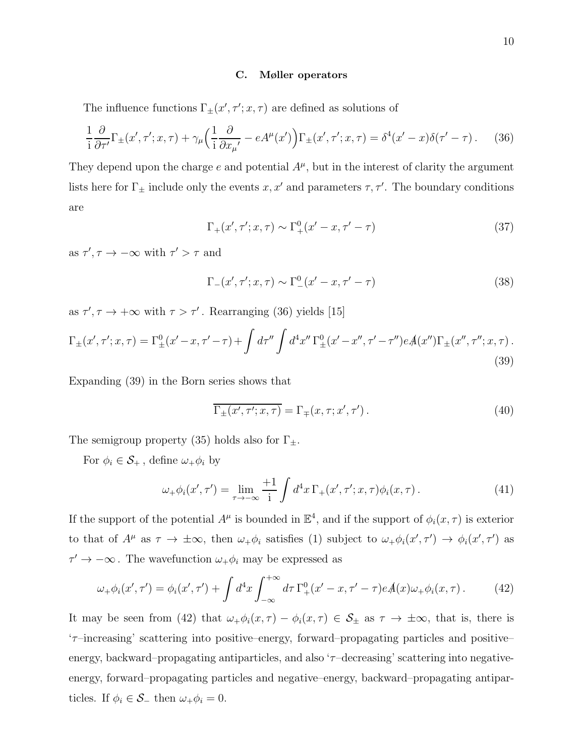### C. Møller operators

The influence functions $\Gamma_\pm(x',\tau';x,\tau)$ are defined as solutions of

$$\frac{1}{\mathrm{i}}\frac{\partial}{\partial\tau'}\Gamma_\pm(x',\tau';x,\tau)+\gamma_\mu\Big(\frac{1}{\mathrm{i}}\frac{\partial}{\partial x_\mu{}'}-eA^\mu(x')\Big)\Gamma_\pm(x',\tau';x,\tau)=\delta^4(x'-x)\delta(\tau'-\tau)\,. \tag{36}$$

They depend upon the charge $e$ and potential $A^\mu$, but in the interest of clarity the argument lists here for $\Gamma_\pm$ include only the events $x, x'$ and parameters $\tau, \tau'$. The boundary conditions are

$$\Gamma_+(x',\tau';x,\tau)\sim\Gamma^0_+(x'-x,\tau'-\tau) \tag{37}$$

as $\tau',\tau\to-\infty$ with $\tau'>\tau$ and

$$\Gamma_-(x',\tau';x,\tau)\sim\Gamma^0_-(x'-x,\tau'-\tau) \tag{38}$$

as $\tau',\tau\to+\infty$ with $\tau>\tau'$. Rearranging (36) yields [15]

$$\Gamma_\pm(x',\tau';x,\tau)=\Gamma^0_\pm(x'-x,\tau'-\tau)+\int d\tau''\int d^4x''\,\Gamma^0_\pm(x'-x'',\tau'-\tau'')e\not{A}(x'')\Gamma_\pm(x'',\tau'';x,\tau)\,. \tag{39}$$

Expanding (39) in the Born series shows that

$$\overline{\Gamma_\pm(x',\tau';x,\tau)}=\Gamma_\mp(x,\tau;x',\tau')\,. \tag{40}$$

The semigroup property (35) holds also for $\Gamma_\pm$.

For $\phi_i\in\mathcal{S}_+$, define $\omega_+\phi_i$ by

$$\omega_+\phi_i(x',\tau')=\lim_{\tau\to-\infty}\frac{+1}{\mathrm{i}}\int d^4x\,\Gamma_+(x',\tau';x,\tau)\phi_i(x,\tau)\,. \tag{41}$$

If the support of the potential $A^\mu$ is bounded in $\mathbb{E}^4$, and if the support of $\phi_i(x,\tau)$ is exterior to that of $A^\mu$ as $\tau\to\pm\infty$, then $\omega_+\phi_i$ satisfies (1) subject to $\omega_+\phi_i(x',\tau')\to\phi_i(x',\tau')$ as $\tau'\to-\infty$. The wavefunction $\omega_+\phi_i$ may be expressed as

$$\omega_+\phi_i(x',\tau')=\phi_i(x',\tau')+\int d^4x\int_{-\infty}^{+\infty}d\tau\,\Gamma^0_+(x'-x,\tau'-\tau)e\not{A}(x)\omega_+\phi_i(x,\tau)\,. \tag{42}$$

It may be seen from (42) that $\omega_+\phi_i(x,\tau)-\phi_i(x,\tau)\in\mathcal{S}_\pm$ as $\tau\to\pm\infty$, that is, there is '$\tau$–increasing' scattering into positive–energy, forward–propagating particles and positive–energy, backward–propagating antiparticles, and also '$\tau$–decreasing' scattering into negative-energy, forward–propagating particles and negative–energy, backward–propagating antiparticles. If $\phi_i\in\mathcal{S}_-$ then $\omega_+\phi_i=0$.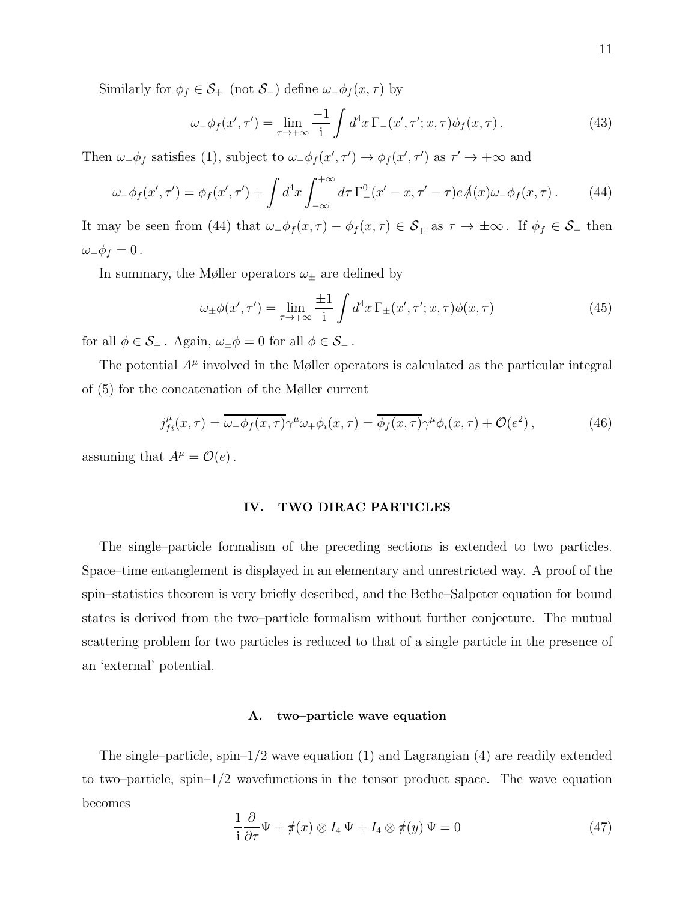Similarly for $\phi_f \in \mathcal{S}_+$ (not $\mathcal{S}_-$) define $\omega_- \phi_f(x,\tau)$ by

$$\omega_-\phi_f(x',\tau') = \lim_{\tau\to+\infty} \frac{-1}{\mathrm{i}} \int d^4x\, \Gamma_-(x',\tau';x,\tau)\phi_f(x,\tau)\,. \tag{43}$$

Then $\omega_-\phi_f$ satisfies (1), subject to $\omega_-\phi_f(x',\tau') \to \phi_f(x',\tau')$ as $\tau' \to +\infty$ and

$$\omega_-\phi_f(x',\tau') = \phi_f(x',\tau') + \int d^4x \int_{-\infty}^{+\infty} d\tau\, \Gamma^0_-(x'-x,\tau'-\tau) e\not{A}(x)\omega_-\phi_f(x,\tau)\,. \tag{44}$$

It may be seen from (44) that $\omega_-\phi_f(x,\tau) - \phi_f(x,\tau) \in \mathcal{S}_\mp$ as $\tau \to \pm\infty$. If $\phi_f \in \mathcal{S}_-$ then $\omega_-\phi_f = 0$.

In summary, the Møller operators $\omega_\pm$ are defined by

$$\omega_\pm\phi(x',\tau') = \lim_{\tau\to\mp\infty} \frac{\pm 1}{\mathrm{i}} \int d^4x\, \Gamma_\pm(x',\tau';x,\tau)\phi(x,\tau) \tag{45}$$

for all $\phi \in \mathcal{S}_+$. Again, $\omega_\pm\phi = 0$ for all $\phi \in \mathcal{S}_-$.

The potential $A^\mu$ involved in the Møller operators is calculated as the particular integral of (5) for the concatenation of the Møller current

$$j^\mu_{fi}(x,\tau) = \overline{\omega_-\phi_f(x,\tau)}\gamma^\mu\omega_+\phi_i(x,\tau) = \overline{\phi_f(x,\tau)}\gamma^\mu\phi_i(x,\tau) + \mathcal{O}(e^2)\,, \tag{46}$$

assuming that $A^\mu = \mathcal{O}(e)$.

## IV. TWO DIRAC PARTICLES

The single–particle formalism of the preceding sections is extended to two particles. Space–time entanglement is displayed in an elementary and unrestricted way. A proof of the spin–statistics theorem is very briefly described, and the Bethe–Salpeter equation for bound states is derived from the two–particle formalism without further conjecture. The mutual scattering problem for two particles is reduced to that of a single particle in the presence of an 'external' potential.

### A. two–particle wave equation

The single–particle, spin–1/2 wave equation (1) and Lagrangian (4) are readily extended to two–particle, spin–1/2 wavefunctions in the tensor product space. The wave equation becomes

$$\frac{1}{\mathrm{i}}\frac{\partial}{\partial\tau}\Psi + \not{\pi}(x)\otimes I_4\,\Psi + I_4\otimes\not{\pi}(y)\,\Psi = 0 \tag{47}$$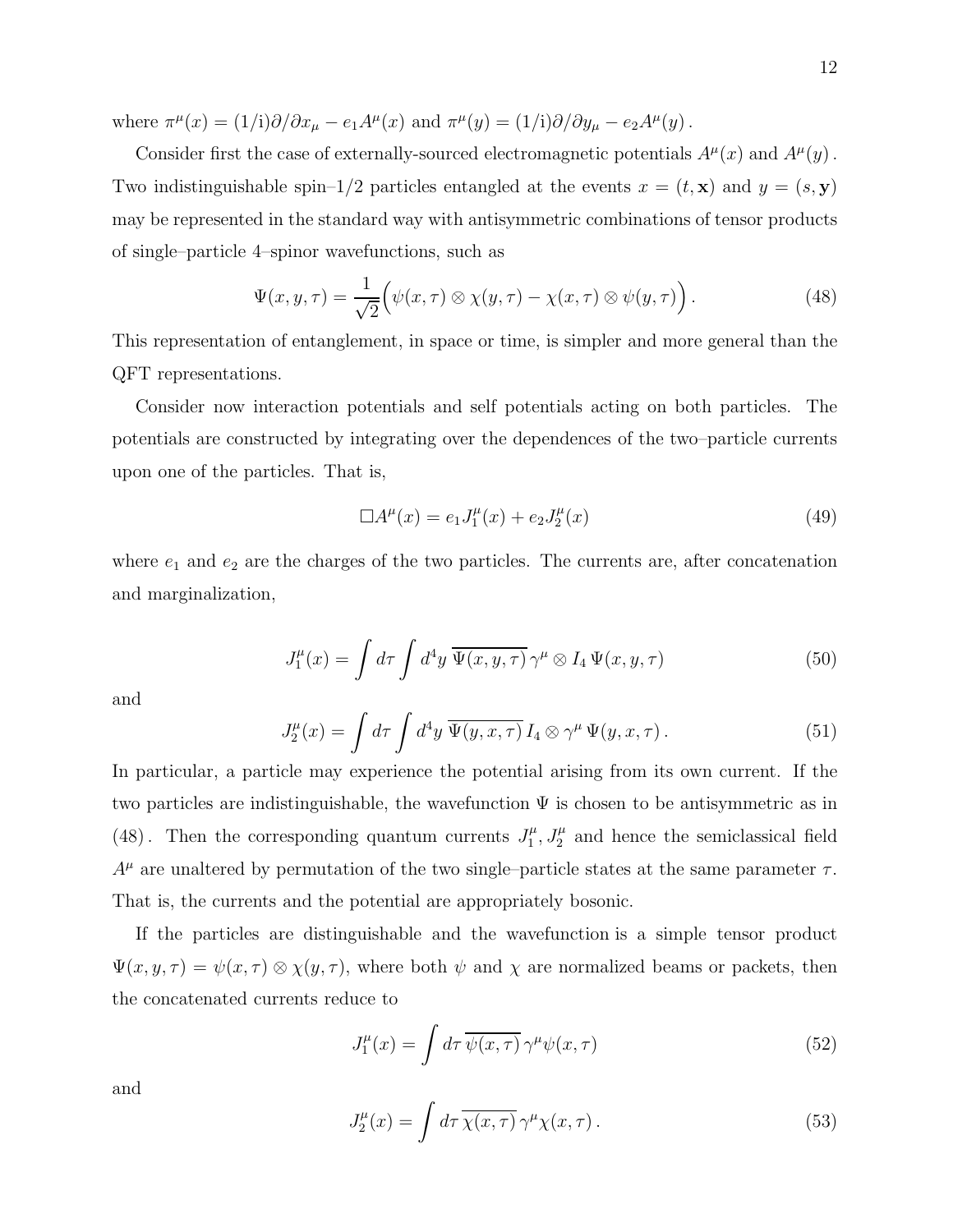where $\pi^\mu(x) = (1/\mathrm{i})\partial/\partial x_\mu - e_1 A^\mu(x)$ and $\pi^\mu(y) = (1/\mathrm{i})\partial/\partial y_\mu - e_2 A^\mu(y)$.

Consider first the case of externally-sourced electromagnetic potentials $A^\mu(x)$ and $A^\mu(y)$. Two indistinguishable spin–1/2 particles entangled at the events $x = (t, \mathbf{x})$ and $y = (s, \mathbf{y})$ may be represented in the standard way with antisymmetric combinations of tensor products of single–particle 4–spinor wavefunctions, such as

$$\Psi(x, y, \tau) = \frac{1}{\sqrt{2}}\Big(\psi(x, \tau) \otimes \chi(y, \tau) - \chi(x, \tau) \otimes \psi(y, \tau)\Big) . \tag{48}$$

This representation of entanglement, in space or time, is simpler and more general than the QFT representations.

Consider now interaction potentials and self potentials acting on both particles. The potentials are constructed by integrating over the dependences of the two–particle currents upon one of the particles. That is,

$$\Box A^\mu(x) = e_1 J_1^\mu(x) + e_2 J_2^\mu(x) \tag{49}$$

where $e_1$ and $e_2$ are the charges of the two particles. The currents are, after concatenation and marginalization,

$$J_1^\mu(x) = \int d\tau \int d^4y \; \overline{\Psi(x, y, \tau)}\, \gamma^\mu \otimes I_4\, \Psi(x, y, \tau) \tag{50}$$

and

$$J_2^\mu(x) = \int d\tau \int d^4y \; \overline{\Psi(y, x, \tau)}\, I_4 \otimes \gamma^\mu\, \Psi(y, x, \tau) . \tag{51}$$

In particular, a particle may experience the potential arising from its own current. If the two particles are indistinguishable, the wavefunction $\Psi$ is chosen to be antisymmetric as in (48). Then the corresponding quantum currents $J_1^\mu, J_2^\mu$ and hence the semiclassical field $A^\mu$ are unaltered by permutation of the two single–particle states at the same parameter $\tau$. That is, the currents and the potential are appropriately bosonic.

If the particles are distinguishable and the wavefunction is a simple tensor product $\Psi(x, y, \tau) = \psi(x, \tau) \otimes \chi(y, \tau)$, where both $\psi$ and $\chi$ are normalized beams or packets, then the concatenated currents reduce to

$$J_1^\mu(x) = \int d\tau\, \overline{\psi(x, \tau)}\, \gamma^\mu \psi(x, \tau) \tag{52}$$

and

$$J_2^\mu(x) = \int d\tau\, \overline{\chi(x, \tau)}\, \gamma^\mu \chi(x, \tau) . \tag{53}$$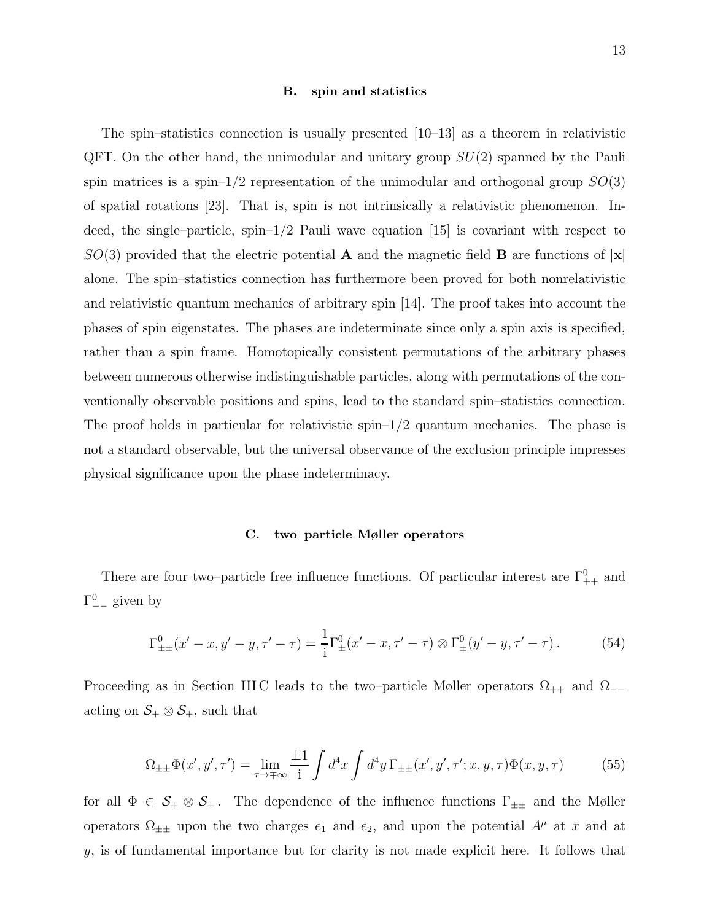### B. spin and statistics

The spin–statistics connection is usually presented [10–13] as a theorem in relativistic QFT. On the other hand, the unimodular and unitary group $SU(2)$ spanned by the Pauli spin matrices is a spin–$1/2$ representation of the unimodular and orthogonal group $SO(3)$ of spatial rotations [23]. That is, spin is not intrinsically a relativistic phenomenon. Indeed, the single–particle, spin–$1/2$ Pauli wave equation [15] is covariant with respect to $SO(3)$ provided that the electric potential $\mathbf{A}$ and the magnetic field $\mathbf{B}$ are functions of $|\mathbf{x}|$ alone. The spin–statistics connection has furthermore been proved for both nonrelativistic and relativistic quantum mechanics of arbitrary spin [14]. The proof takes into account the phases of spin eigenstates. The phases are indeterminate since only a spin axis is specified, rather than a spin frame. Homotopically consistent permutations of the arbitrary phases between numerous otherwise indistinguishable particles, along with permutations of the conventionally observable positions and spins, lead to the standard spin–statistics connection. The proof holds in particular for relativistic spin–$1/2$ quantum mechanics. The phase is not a standard observable, but the universal observance of the exclusion principle impresses physical significance upon the phase indeterminacy.

### C. two–particle Møller operators

There are four two–particle free influence functions. Of particular interest are $\Gamma^0_{++}$ and $\Gamma^0_{--}$ given by

$$\Gamma^0_{\pm\pm}(x'-x, y'-y, \tau'-\tau) = \frac{1}{\mathrm{i}}\Gamma^0_{\pm}(x'-x, \tau'-\tau) \otimes \Gamma^0_{\pm}(y'-y, \tau'-\tau)\,. \tag{54}$$

Proceeding as in Section III C leads to the two–particle Møller operators $\Omega_{++}$ and $\Omega_{--}$ acting on $\mathcal{S}_+ \otimes \mathcal{S}_+$, such that

$$\Omega_{\pm\pm}\Phi(x', y', \tau') = \lim_{\tau\to\mp\infty} \frac{\pm 1}{\mathrm{i}} \int d^4x \int d^4y\, \Gamma_{\pm\pm}(x', y', \tau'; x, y, \tau)\Phi(x, y, \tau) \tag{55}$$

for all $\Phi \in \mathcal{S}_+ \otimes \mathcal{S}_+$. The dependence of the influence functions $\Gamma_{\pm\pm}$ and the Møller operators $\Omega_{\pm\pm}$ upon the two charges $e_1$ and $e_2$, and upon the potential $A^\mu$ at $x$ and at $y$, is of fundamental importance but for clarity is not made explicit here. It follows that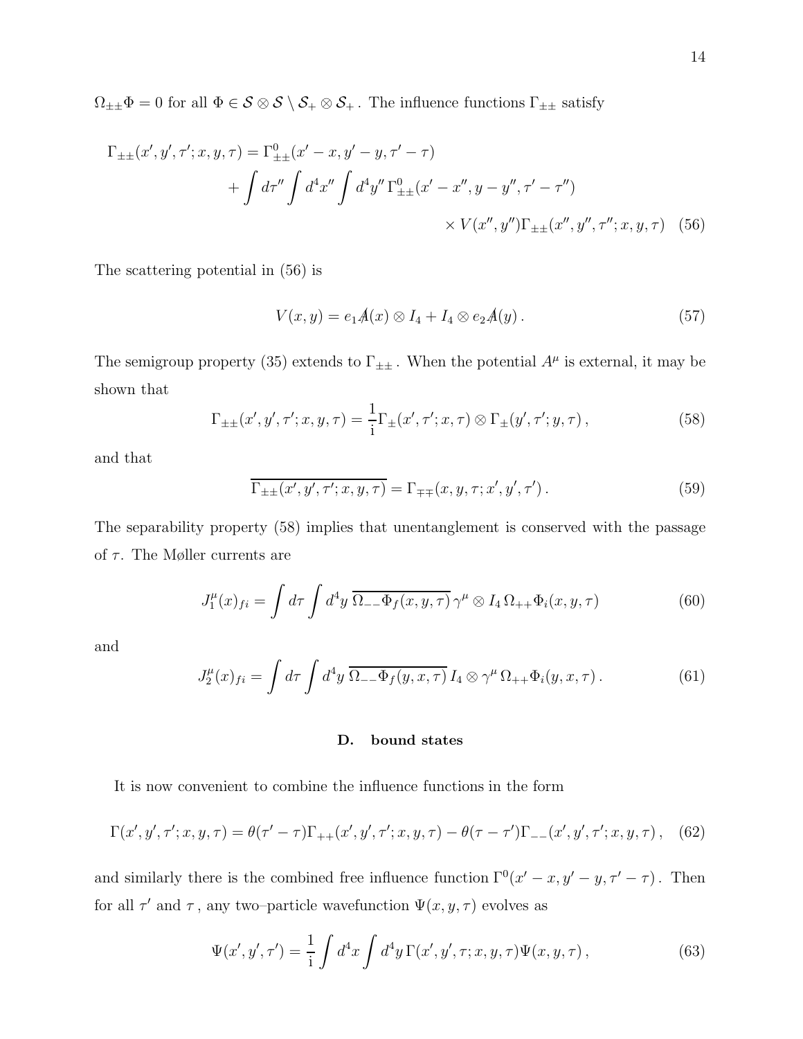$\Omega_{\pm\pm}\Phi = 0$ for all $\Phi \in \mathcal{S}\otimes\mathcal{S}\setminus\mathcal{S}_+\otimes\mathcal{S}_+$. The influence functions $\Gamma_{\pm\pm}$ satisfy

$$
\begin{aligned}
\Gamma_{\pm\pm}(x', y', \tau'; x, y, \tau) &= \Gamma^0_{\pm\pm}(x' - x, y' - y, \tau' - \tau) \\
&\quad + \int d\tau'' \int d^4x'' \int d^4y''\, \Gamma^0_{\pm\pm}(x' - x'', y - y'', \tau' - \tau'') \\
&\qquad \times V(x'', y'')\Gamma_{\pm\pm}(x'', y'', \tau''; x, y, \tau) \quad (56)
\end{aligned}
$$

The scattering potential in (56) is

$$
V(x, y) = e_1 \not{A}(x) \otimes I_4 + I_4 \otimes e_2 \not{A}(y)\,. \tag{57}
$$

The semigroup property (35) extends to $\Gamma_{\pm\pm}$. When the potential $A^\mu$ is external, it may be shown that

$$
\Gamma_{\pm\pm}(x', y', \tau'; x, y, \tau) = \frac{1}{\mathrm{i}}\Gamma_\pm(x', \tau'; x, \tau) \otimes \Gamma_\pm(y', \tau'; y, \tau)\,, \tag{58}
$$

and that

$$
\overline{\Gamma_{\pm\pm}(x', y', \tau'; x, y, \tau)} = \Gamma_{\mp\mp}(x, y, \tau; x', y', \tau')\,. \tag{59}
$$

The separability property (58) implies that unentanglement is conserved with the passage of $\tau$. The Møller currents are

$$
J_1^\mu(x)_{fi} = \int d\tau \int d^4y\, \overline{\Omega_{--}\Phi_f(x, y, \tau)}\, \gamma^\mu \otimes I_4\, \Omega_{++}\Phi_i(x, y, \tau) \tag{60}
$$

and

$$
J_2^\mu(x)_{fi} = \int d\tau \int d^4y\, \overline{\Omega_{--}\Phi_f(y, x, \tau)}\, I_4 \otimes \gamma^\mu\, \Omega_{++}\Phi_i(y, x, \tau)\,. \tag{61}
$$

### D. bound states

It is now convenient to combine the influence functions in the form

$$
\Gamma(x', y', \tau'; x, y, \tau) = \theta(\tau' - \tau)\Gamma_{++}(x', y', \tau'; x, y, \tau) - \theta(\tau - \tau')\Gamma_{--}(x', y', \tau'; x, y, \tau)\,, \tag{62}
$$

and similarly there is the combined free influence function $\Gamma^0(x' - x, y' - y, \tau' - \tau)$. Then for all $\tau'$ and $\tau$, any two–particle wavefunction $\Psi(x, y, \tau)$ evolves as

$$
\Psi(x', y', \tau') = \frac{1}{\mathrm{i}} \int d^4x \int d^4y\, \Gamma(x', y', \tau; x, y, \tau)\Psi(x, y, \tau)\,, \tag{63}
$$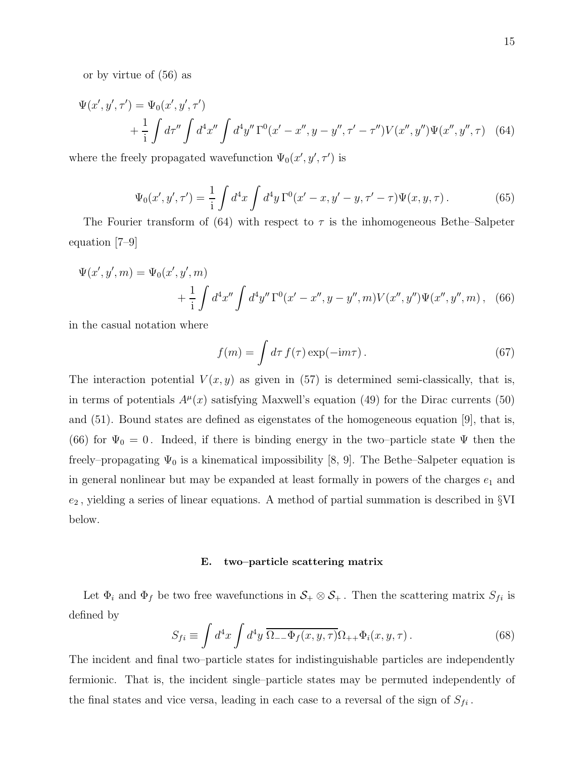or by virtue of (56) as

$$
\begin{aligned}
\Psi(x', y', \tau') = \Psi_0(x', y', \tau') \\
+ \frac{1}{\mathrm{i}} \int d\tau'' \int d^4x'' \int d^4y''\, \Gamma^0(x' - x'', y - y'', \tau' - \tau'') V(x'', y'') \Psi(x'', y'', \tau) \quad (64)
\end{aligned}
$$

where the freely propagated wavefunction $\Psi_0(x', y', \tau')$ is

$$
\Psi_0(x', y', \tau') = \frac{1}{\mathrm{i}} \int d^4x \int d^4y\, \Gamma^0(x' - x, y' - y, \tau' - \tau) \Psi(x, y, \tau)\,. \quad (65)
$$

The Fourier transform of (64) with respect to $\tau$ is the inhomogeneous Bethe–Salpeter equation [7–9]

$$
\begin{aligned}
\Psi(x', y', m) = \Psi_0(x', y', m) \\
+ \frac{1}{\mathrm{i}} \int d^4x'' \int d^4y''\, \Gamma^0(x' - x'', y - y'', m) V(x'', y'') \Psi(x'', y'', m)\,, \quad (66)
\end{aligned}
$$

in the casual notation where

$$
f(m) = \int d\tau\, f(\tau) \exp(-\mathrm{i} m \tau)\,. \quad (67)
$$

The interaction potential $V(x, y)$ as given in (57) is determined semi-classically, that is, in terms of potentials $A^\mu(x)$ satisfying Maxwell's equation (49) for the Dirac currents (50) and (51). Bound states are defined as eigenstates of the homogeneous equation [9], that is, (66) for $\Psi_0 = 0$. Indeed, if there is binding energy in the two–particle state $\Psi$ then the freely–propagating $\Psi_0$ is a kinematical impossibility [8, 9]. The Bethe–Salpeter equation is in general nonlinear but may be expanded at least formally in powers of the charges $e_1$ and $e_2$, yielding a series of linear equations. A method of partial summation is described in §VI below.

### E. two–particle scattering matrix

Let $\Phi_i$ and $\Phi_f$ be two free wavefunctions in $\mathcal{S}_+ \otimes \mathcal{S}_+$. Then the scattering matrix $S_{fi}$ is defined by

$$
S_{fi} \equiv \int d^4x \int d^4y\, \overline{\Omega_{--}\Phi_f(x, y, \tau)}\, \Omega_{++}\Phi_i(x, y, \tau)\,. \quad (68)
$$

The incident and final two–particle states for indistinguishable particles are independently fermionic. That is, the incident single–particle states may be permuted independently of the final states and vice versa, leading in each case to a reversal of the sign of $S_{fi}$.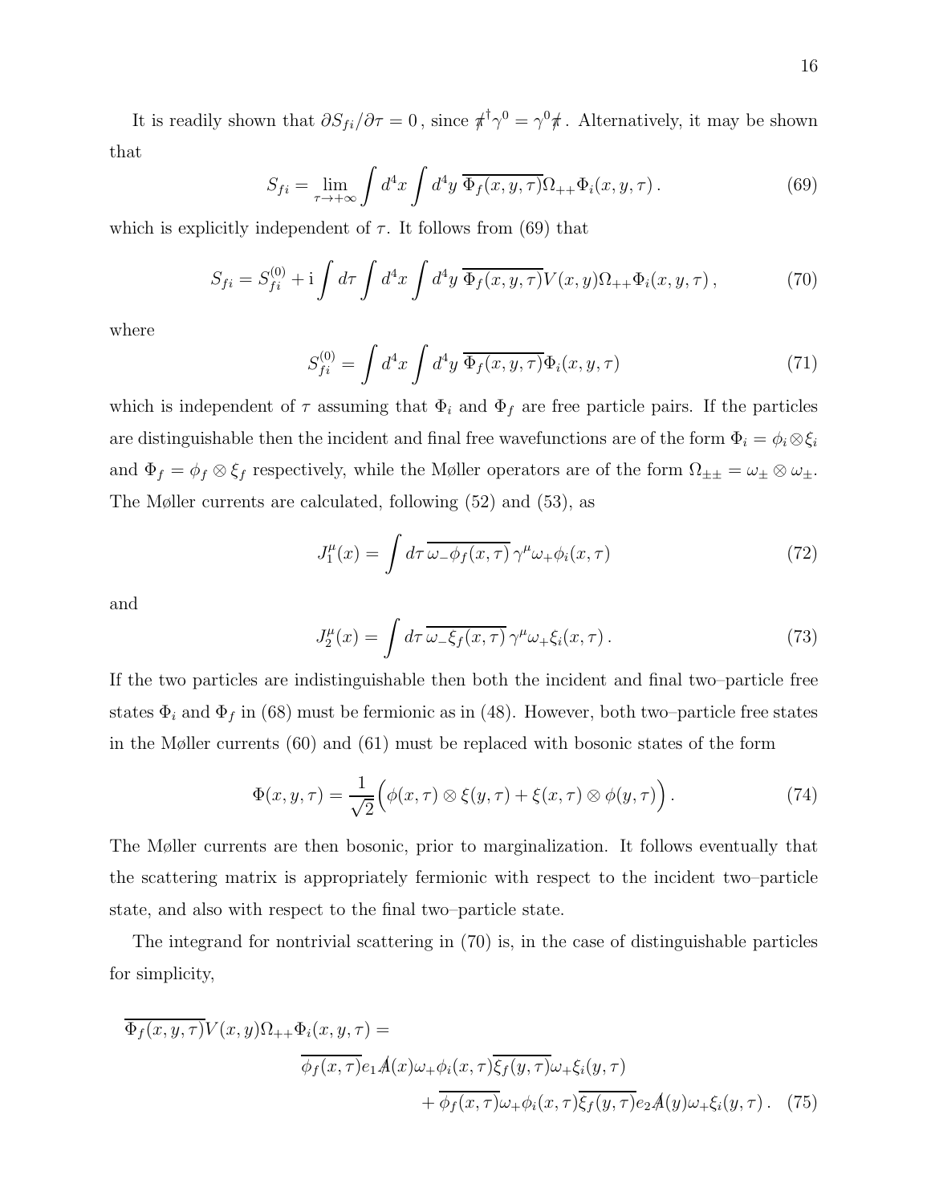It is readily shown that $\partial S_{fi}/\partial\tau = 0$, since $\not{t}^\dagger\gamma^0 = \gamma^0\not{t}$. Alternatively, it may be shown that

$$S_{fi} = \lim_{\tau\to+\infty}\int d^4x\int d^4y\;\overline{\Phi_f(x,y,\tau)}\Omega_{++}\Phi_i(x,y,\tau)\,. \tag{69}$$

which is explicitly independent of $\tau$. It follows from (69) that

$$S_{fi} = S_{fi}^{(0)} + \mathrm{i}\int d\tau\int d^4x\int d^4y\;\overline{\Phi_f(x,y,\tau)}V(x,y)\Omega_{++}\Phi_i(x,y,\tau)\,, \tag{70}$$

where

$$S_{fi}^{(0)} = \int d^4x\int d^4y\;\overline{\Phi_f(x,y,\tau)}\Phi_i(x,y,\tau) \tag{71}$$

which is independent of $\tau$ assuming that $\Phi_i$ and $\Phi_f$ are free particle pairs. If the particles are distinguishable then the incident and final free wavefunctions are of the form $\Phi_i = \phi_i\otimes\xi_i$ and $\Phi_f = \phi_f\otimes\xi_f$ respectively, while the Møller operators are of the form $\Omega_{\pm\pm} = \omega_\pm\otimes\omega_\pm$. The Møller currents are calculated, following (52) and (53), as

$$J_1^\mu(x) = \int d\tau\,\overline{\omega_-\phi_f(x,\tau)}\,\gamma^\mu\omega_+\phi_i(x,\tau) \tag{72}$$

and

$$J_2^\mu(x) = \int d\tau\,\overline{\omega_-\xi_f(x,\tau)}\,\gamma^\mu\omega_+\xi_i(x,\tau)\,. \tag{73}$$

If the two particles are indistinguishable then both the incident and final two–particle free states $\Phi_i$ and $\Phi_f$ in (68) must be fermionic as in (48). However, both two–particle free states in the Møller currents (60) and (61) must be replaced with bosonic states of the form

$$\Phi(x,y,\tau) = \frac{1}{\sqrt{2}}\Big(\phi(x,\tau)\otimes\xi(y,\tau) + \xi(x,\tau)\otimes\phi(y,\tau)\Big)\,. \tag{74}$$

The Møller currents are then bosonic, prior to marginalization. It follows eventually that the scattering matrix is appropriately fermionic with respect to the incident two–particle state, and also with respect to the final two–particle state.

The integrand for nontrivial scattering in (70) is, in the case of distinguishable particles for simplicity,

$$\begin{aligned}\overline{\Phi_f(x,y,\tau)}V(x,y)\Omega_{++}\Phi_i(x,y,\tau) = &\\ &\overline{\phi_f(x,\tau)}e_1\not{A}(x)\omega_+\phi_i(x,\tau)\overline{\xi_f(y,\tau)}\omega_+\xi_i(y,\tau)\\ &+\overline{\phi_f(x,\tau)}\omega_+\phi_i(x,\tau)\overline{\xi_f(y,\tau)}e_2\not{A}(y)\omega_+\xi_i(y,\tau)\,.\end{aligned} \tag{75}$$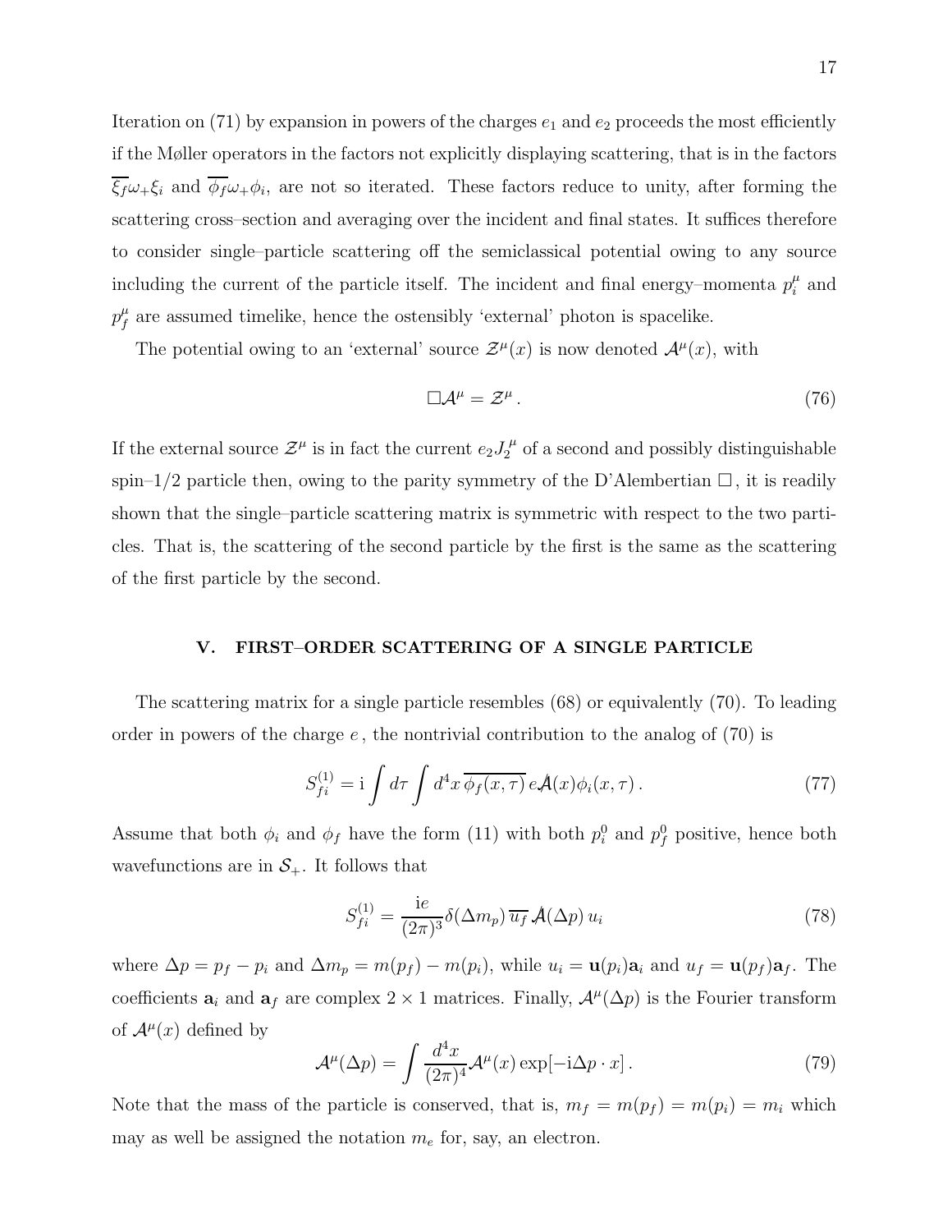Iteration on (71) by expansion in powers of the charges $e_1$ and $e_2$ proceeds the most efficiently if the Møller operators in the factors not explicitly displaying scattering, that is in the factors $\overline{\xi_f}\omega_+\xi_i$ and $\overline{\phi_f}\omega_+\phi_i$, are not so iterated. These factors reduce to unity, after forming the scattering cross–section and averaging over the incident and final states. It suffices therefore to consider single–particle scattering off the semiclassical potential owing to any source including the current of the particle itself. The incident and final energy–momenta $p_i^\mu$ and $p_f^\mu$ are assumed timelike, hence the ostensibly 'external' photon is spacelike.

The potential owing to an 'external' source $\mathcal{Z}^\mu(x)$ is now denoted $\mathcal{A}^\mu(x)$, with

$$\Box\mathcal{A}^\mu = \mathcal{Z}^\mu \,. \tag{76}$$

If the external source $\mathcal{Z}^\mu$ is in fact the current $e_2 J_2^\mu$ of a second and possibly distinguishable spin–1/2 particle then, owing to the parity symmetry of the D'Alembertian $\Box$, it is readily shown that the single–particle scattering matrix is symmetric with respect to the two particles. That is, the scattering of the second particle by the first is the same as the scattering of the first particle by the second.

## V. FIRST–ORDER SCATTERING OF A SINGLE PARTICLE

The scattering matrix for a single particle resembles (68) or equivalently (70). To leading order in powers of the charge $e$, the nontrivial contribution to the analog of (70) is

$$S_{fi}^{(1)} = \mathrm{i}\int d\tau \int d^4x\, \overline{\phi_f(x,\tau)}\, e\not{\mathcal{A}}(x)\phi_i(x,\tau)\,. \tag{77}$$

Assume that both $\phi_i$ and $\phi_f$ have the form (11) with both $p_i^0$ and $p_f^0$ positive, hence both wavefunctions are in $\mathcal{S}_+$. It follows that

$$S_{fi}^{(1)} = \frac{\mathrm{i}e}{(2\pi)^3}\delta(\Delta m_p)\,\overline{u_f}\,\not{\mathcal{A}}(\Delta p)\,u_i \tag{78}$$

where $\Delta p = p_f - p_i$ and $\Delta m_p = m(p_f) - m(p_i)$, while $u_i = \mathbf{u}(p_i)\mathbf{a}_i$ and $u_f = \mathbf{u}(p_f)\mathbf{a}_f$. The coefficients $\mathbf{a}_i$ and $\mathbf{a}_f$ are complex $2\times 1$ matrices. Finally, $\mathcal{A}^\mu(\Delta p)$ is the Fourier transform of $\mathcal{A}^\mu(x)$ defined by

$$\mathcal{A}^\mu(\Delta p) = \int \frac{d^4x}{(2\pi)^4}\mathcal{A}^\mu(x)\exp[-\mathrm{i}\Delta p\cdot x]\,. \tag{79}$$

Note that the mass of the particle is conserved, that is, $m_f = m(p_f) = m(p_i) = m_i$ which may as well be assigned the notation $m_e$ for, say, an electron.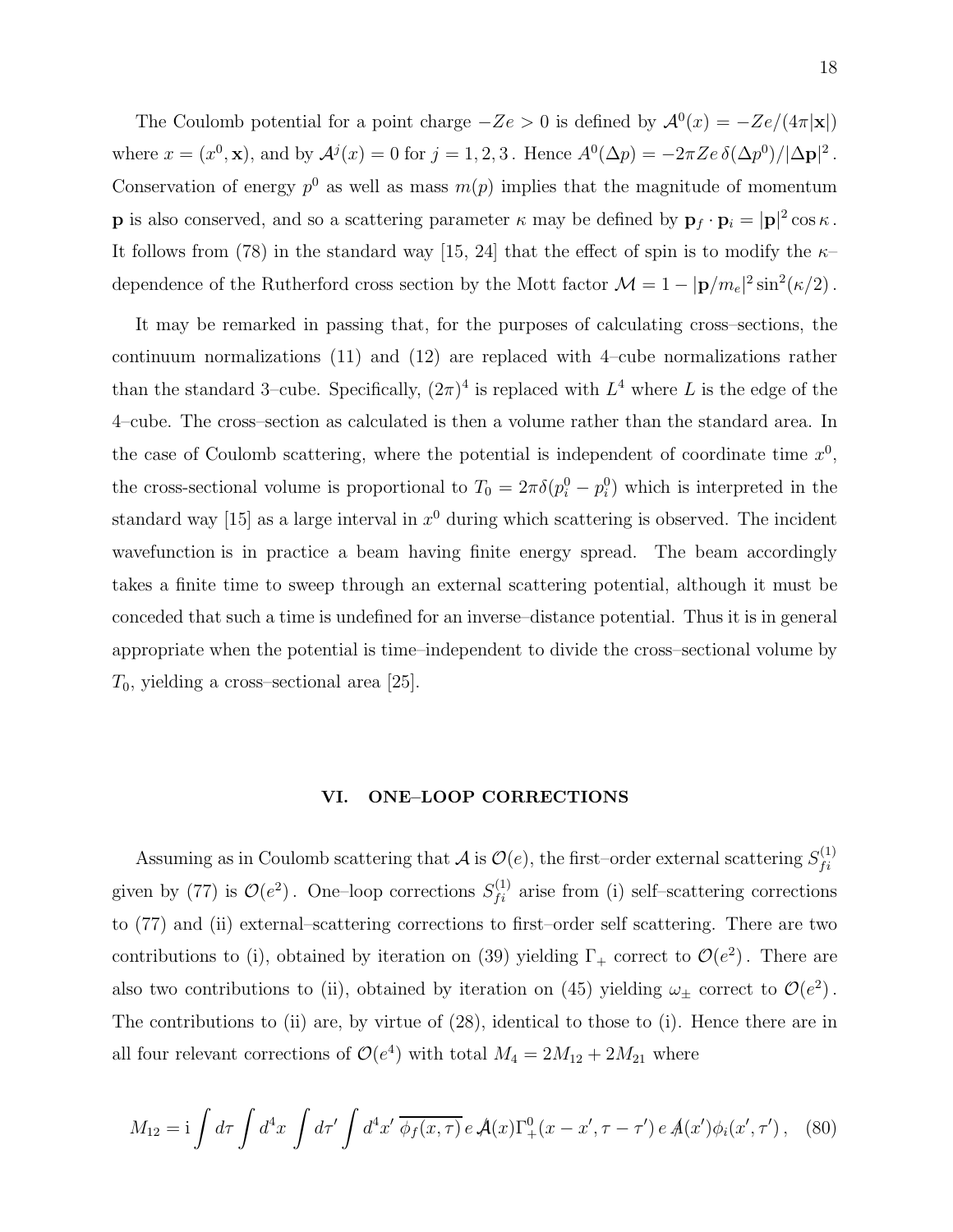The Coulomb potential for a point charge $-Ze > 0$ is defined by $\mathcal{A}^0(x) = -Ze/(4\pi|\mathbf{x}|)$ where $x = (x^0, \mathbf{x})$, and by $\mathcal{A}^j(x) = 0$ for $j = 1, 2, 3$. Hence $A^0(\Delta p) = -2\pi Ze\, \delta(\Delta p^0)/|\Delta\mathbf{p}|^2$. Conservation of energy $p^0$ as well as mass $m(p)$ implies that the magnitude of momentum $\mathbf{p}$ is also conserved, and so a scattering parameter $\kappa$ may be defined by $\mathbf{p}_f \cdot \mathbf{p}_i = |\mathbf{p}|^2 \cos\kappa$. It follows from (78) in the standard way [15, 24] that the effect of spin is to modify the $\kappa$–dependence of the Rutherford cross section by the Mott factor $\mathcal{M} = 1 - |\mathbf{p}/m_e|^2 \sin^2(\kappa/2)$.

It may be remarked in passing that, for the purposes of calculating cross–sections, the continuum normalizations (11) and (12) are replaced with 4–cube normalizations rather than the standard 3–cube. Specifically, $(2\pi)^4$ is replaced with $L^4$ where $L$ is the edge of the 4–cube. The cross–section as calculated is then a volume rather than the standard area. In the case of Coulomb scattering, where the potential is independent of coordinate time $x^0$, the cross-sectional volume is proportional to $T_0 = 2\pi\delta(p_i^0 - p_i^0)$ which is interpreted in the standard way [15] as a large interval in $x^0$ during which scattering is observed. The incident wavefunction is in practice a beam having finite energy spread. The beam accordingly takes a finite time to sweep through an external scattering potential, although it must be conceded that such a time is undefined for an inverse–distance potential. Thus it is in general appropriate when the potential is time–independent to divide the cross–sectional volume by $T_0$, yielding a cross–sectional area [25].

## VI. ONE–LOOP CORRECTIONS

Assuming as in Coulomb scattering that $\mathcal{A}$ is $\mathcal{O}(e)$, the first–order external scattering $S_{fi}^{(1)}$ given by (77) is $\mathcal{O}(e^2)$. One–loop corrections $S_{fi}^{(1)}$ arise from (i) self–scattering corrections to (77) and (ii) external–scattering corrections to first–order self scattering. There are two contributions to (i), obtained by iteration on (39) yielding $\Gamma_+$ correct to $\mathcal{O}(e^2)$. There are also two contributions to (ii), obtained by iteration on (45) yielding $\omega_\pm$ correct to $\mathcal{O}(e^2)$. The contributions to (ii) are, by virtue of (28), identical to those to (i). Hence there are in all four relevant corrections of $\mathcal{O}(e^4)$ with total $M_4 = 2M_{12} + 2M_{21}$ where

$$M_{12} = \mathrm{i} \int d\tau \int d^4x \int d\tau' \int d^4x'\; \overline{\phi_f(x,\tau)}\, e\, \not{\mathcal{A}}(x) \Gamma_+^0(x - x', \tau - \tau')\, e\, \not{\mathcal{A}}(x') \phi_i(x', \tau')\,, \quad (80)$$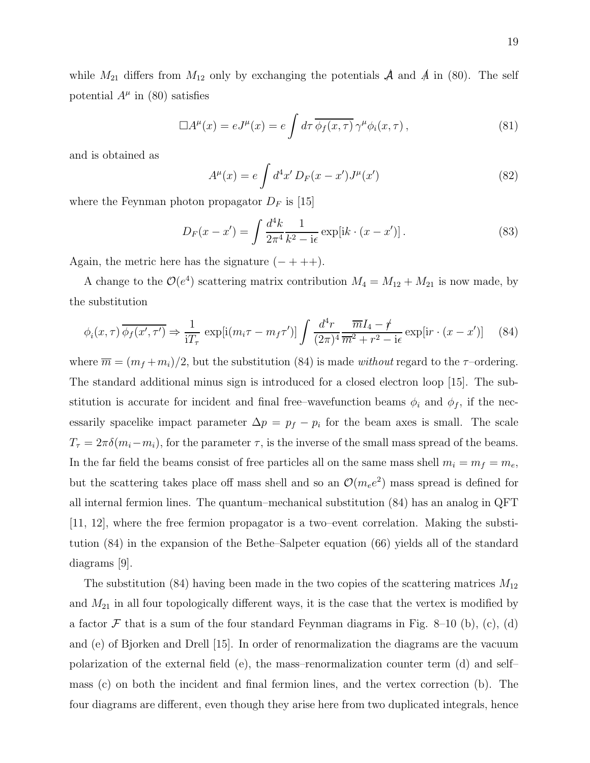while $M_{21}$ differs from $M_{12}$ only by exchanging the potentials $\not{\mathcal{A}}$ and $\not{A}$ in (80). The self potential $A^\mu$ in (80) satisfies

$$\Box A^\mu(x) = eJ^\mu(x) = e\int d\tau\, \overline{\phi_f(x,\tau)}\,\gamma^\mu\phi_i(x,\tau)\,, \tag{81}$$

and is obtained as

$$A^\mu(x) = e\int d^4x'\, D_F(x-x')J^\mu(x') \tag{82}$$

where the Feynman photon propagator $D_F$ is [15]

$$D_F(x-x') = \int \frac{d^4k}{2\pi^4}\frac{1}{k^2 - \mathrm{i}\epsilon}\exp[\mathrm{i}k\cdot(x-x')]\,. \tag{83}$$

Again, the metric here has the signature $(-+++)$.

A change to the $\mathcal{O}(e^4)$ scattering matrix contribution $M_4 = M_{12}+M_{21}$ is now made, by the substitution

$$\phi_i(x,\tau)\,\overline{\phi_f(x',\tau')} \Rightarrow \frac{1}{\mathrm{i}T_\tau}\,\exp[\mathrm{i}(m_i\tau - m_f\tau')]\int\frac{d^4r}{(2\pi)^4}\frac{\overline{m}I_4 - \not{r}}{\overline{m}^2 + r^2 - \mathrm{i}\epsilon}\exp[\mathrm{i}r\cdot(x-x')] \tag{84}$$

where $\overline{m} = (m_f + m_i)/2$, but the substitution (84) is made *without* regard to the $\tau$–ordering. The standard additional minus sign is introduced for a closed electron loop [15]. The substitution is accurate for incident and final free–wavefunction beams $\phi_i$ and $\phi_f$, if the necessarily spacelike impact parameter $\Delta p = p_f - p_i$ for the beam axes is small. The scale $T_\tau = 2\pi\delta(m_i - m_i)$, for the parameter $\tau$, is the inverse of the small mass spread of the beams. In the far field the beams consist of free particles all on the same mass shell $m_i = m_f = m_e$, but the scattering takes place off mass shell and so an $\mathcal{O}(m_e e^2)$ mass spread is defined for all internal fermion lines. The quantum–mechanical substitution (84) has an analog in QFT [11, 12], where the free fermion propagator is a two–event correlation. Making the substitution (84) in the expansion of the Bethe–Salpeter equation (66) yields all of the standard diagrams [9].

The substitution (84) having been made in the two copies of the scattering matrices $M_{12}$ and $M_{21}$ in all four topologically different ways, it is the case that the vertex is modified by a factor $\mathcal{F}$ that is a sum of the four standard Feynman diagrams in Fig. 8–10 (b), (c), (d) and (e) of Bjorken and Drell [15]. In order of renormalization the diagrams are the vacuum polarization of the external field (e), the mass–renormalization counter term (d) and self–mass (c) on both the incident and final fermion lines, and the vertex correction (b). The four diagrams are different, even though they arise here from two duplicated integrals, hence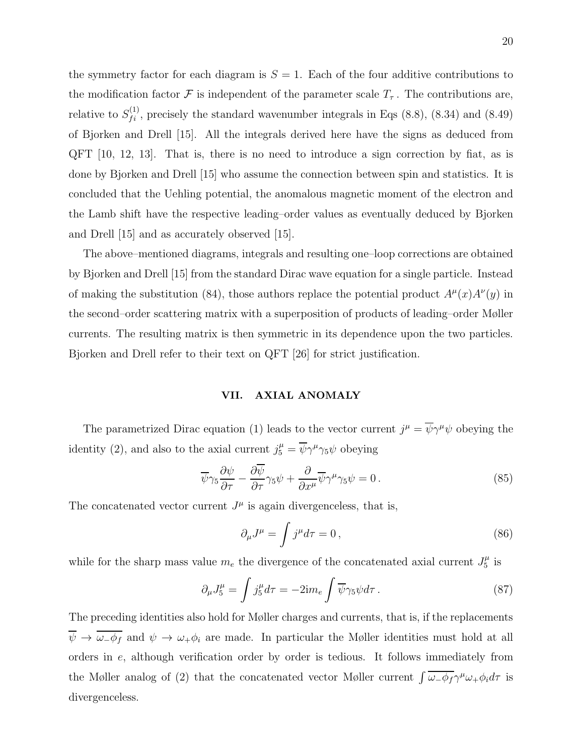the symmetry factor for each diagram is $S = 1$. Each of the four additive contributions to the modification factor $\mathcal{F}$ is independent of the parameter scale $T_\tau$. The contributions are, relative to $S_{fi}^{(1)}$, precisely the standard wavenumber integrals in Eqs (8.8), (8.34) and (8.49) of Bjorken and Drell [15]. All the integrals derived here have the signs as deduced from QFT [10, 12, 13]. That is, there is no need to introduce a sign correction by fiat, as is done by Bjorken and Drell [15] who assume the connection between spin and statistics. It is concluded that the Uehling potential, the anomalous magnetic moment of the electron and the Lamb shift have the respective leading–order values as eventually deduced by Bjorken and Drell [15] and as accurately observed [15].

The above–mentioned diagrams, integrals and resulting one–loop corrections are obtained by Bjorken and Drell [15] from the standard Dirac wave equation for a single particle. Instead of making the substitution (84), those authors replace the potential product $A^\mu(x)A^\nu(y)$ in the second–order scattering matrix with a superposition of products of leading–order Møller currents. The resulting matrix is then symmetric in its dependence upon the two particles. Bjorken and Drell refer to their text on QFT [26] for strict justification.

## VII. AXIAL ANOMALY

The parametrized Dirac equation (1) leads to the vector current $j^\mu = \overline{\psi}\gamma^\mu\psi$ obeying the identity (2), and also to the axial current $j_5^\mu = \overline{\psi}\gamma^\mu\gamma_5\psi$ obeying

$$\overline{\psi}\gamma_5\frac{\partial\psi}{\partial\tau} - \frac{\partial\overline{\psi}}{\partial\tau}\gamma_5\psi + \frac{\partial}{\partial x^\mu}\overline{\psi}\gamma^\mu\gamma_5\psi = 0\,. \tag{85}$$

The concatenated vector current $J^\mu$ is again divergenceless, that is,

$$\partial_\mu J^\mu = \int j^\mu d\tau = 0\,, \tag{86}$$

while for the sharp mass value $m_e$ the divergence of the concatenated axial current $J_5^\mu$ is

$$\partial_\mu J_5^\mu = \int j_5^\mu d\tau = -2\mathrm{i}m_e \int \overline{\psi}\gamma_5\psi d\tau\,. \tag{87}$$

The preceding identities also hold for Møller charges and currents, that is, if the replacements $\overline{\psi} \to \overline{\omega_-\phi_f}$ and $\psi \to \omega_+\phi_i$ are made. In particular the Møller identities must hold at all orders in $e$, although verification order by order is tedious. It follows immediately from the Møller analog of (2) that the concatenated vector Møller current $\int \overline{\omega_-\phi_f}\gamma^\mu\omega_+\phi_i d\tau$ is divergenceless.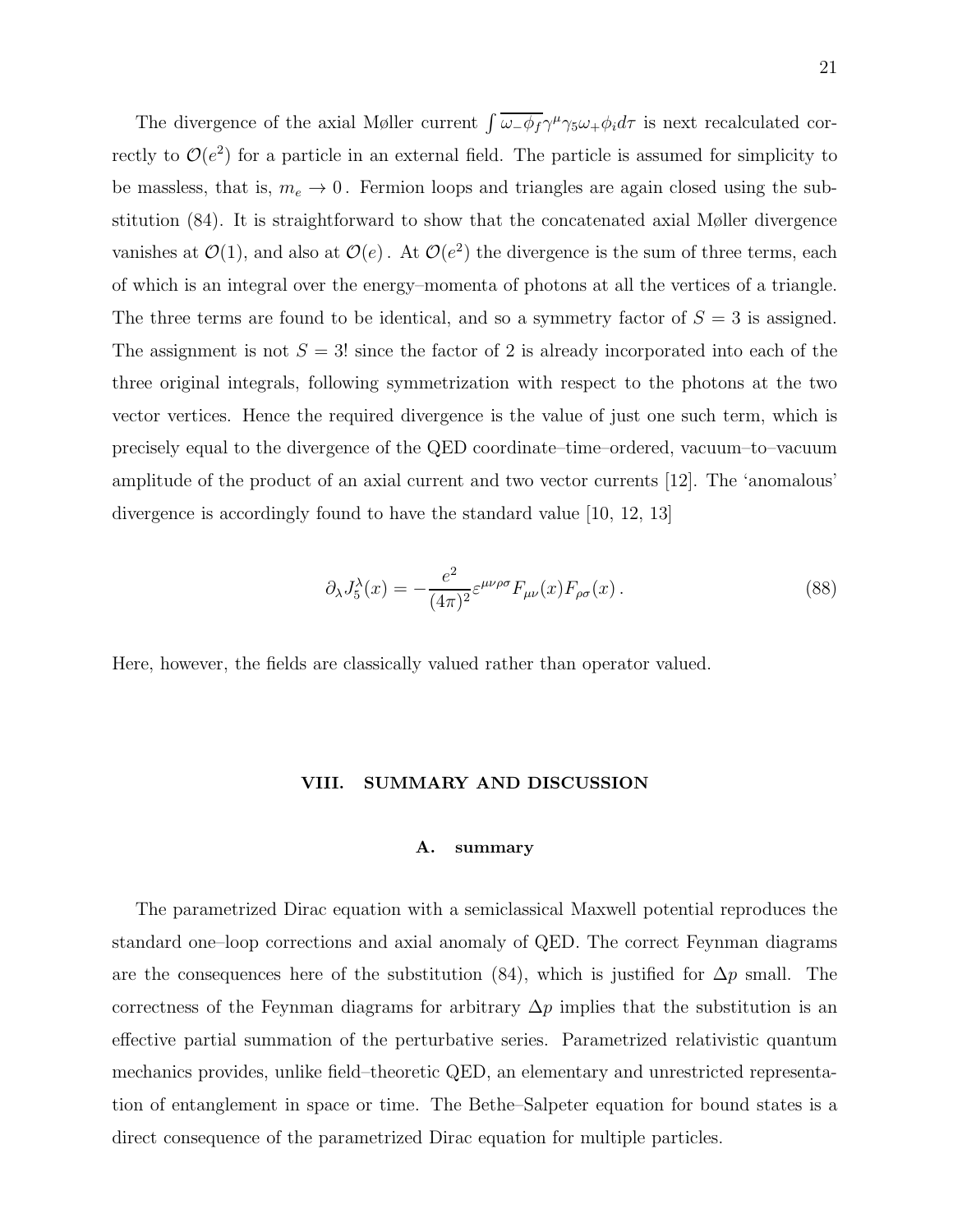The divergence of the axial Møller current $\int \overline{\omega_- \phi_f} \gamma^\mu \gamma_5 \omega_+ \phi_i d\tau$ is next recalculated correctly to $\mathcal{O}(e^2)$ for a particle in an external field. The particle is assumed for simplicity to be massless, that is, $m_e \to 0$. Fermion loops and triangles are again closed using the substitution (84). It is straightforward to show that the concatenated axial Møller divergence vanishes at $\mathcal{O}(1)$, and also at $\mathcal{O}(e)$. At $\mathcal{O}(e^2)$ the divergence is the sum of three terms, each of which is an integral over the energy–momenta of photons at all the vertices of a triangle. The three terms are found to be identical, and so a symmetry factor of $S = 3$ is assigned. The assignment is not $S = 3!$ since the factor of 2 is already incorporated into each of the three original integrals, following symmetrization with respect to the photons at the two vector vertices. Hence the required divergence is the value of just one such term, which is precisely equal to the divergence of the QED coordinate–time–ordered, vacuum–to–vacuum amplitude of the product of an axial current and two vector currents [12]. The 'anomalous' divergence is accordingly found to have the standard value [10, 12, 13]

$$\partial_\lambda J_5^\lambda(x) = -\frac{e^2}{(4\pi)^2} \varepsilon^{\mu\nu\rho\sigma} F_{\mu\nu}(x) F_{\rho\sigma}(x) \,. \tag{88}$$

Here, however, the fields are classically valued rather than operator valued.

## VIII. SUMMARY AND DISCUSSION

### A. summary

The parametrized Dirac equation with a semiclassical Maxwell potential reproduces the standard one–loop corrections and axial anomaly of QED. The correct Feynman diagrams are the consequences here of the substitution (84), which is justified for $\Delta p$ small. The correctness of the Feynman diagrams for arbitrary $\Delta p$ implies that the substitution is an effective partial summation of the perturbative series. Parametrized relativistic quantum mechanics provides, unlike field–theoretic QED, an elementary and unrestricted representation of entanglement in space or time. The Bethe–Salpeter equation for bound states is a direct consequence of the parametrized Dirac equation for multiple particles.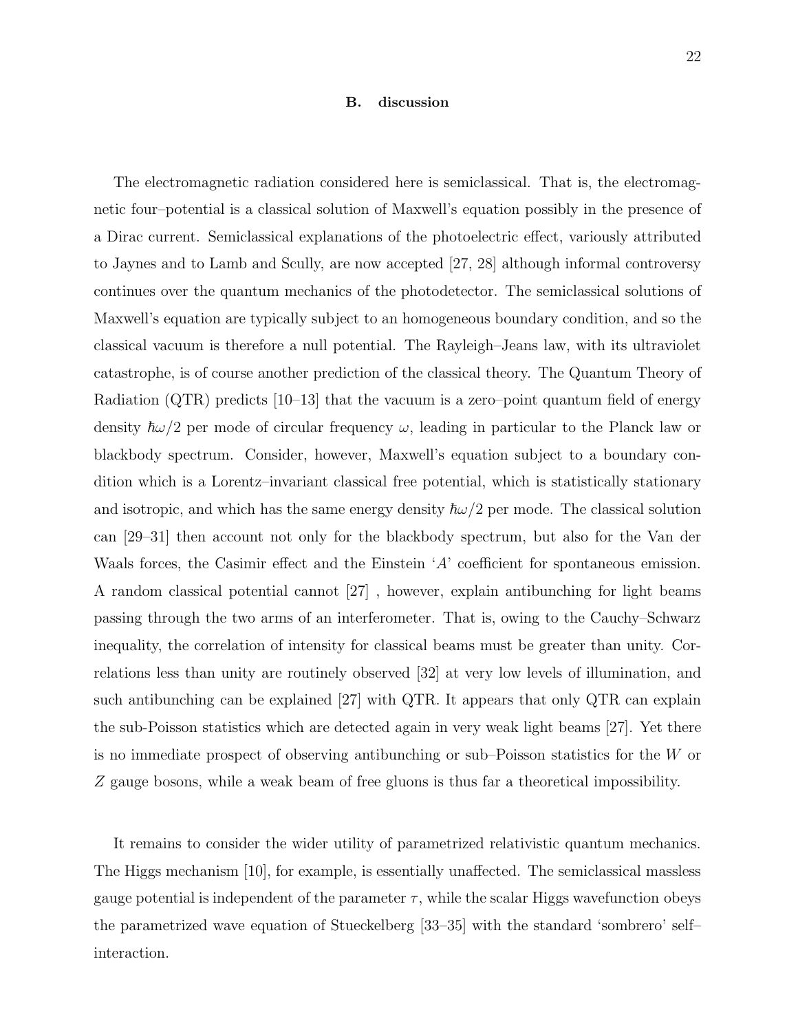### B. discussion

The electromagnetic radiation considered here is semiclassical. That is, the electromagnetic four–potential is a classical solution of Maxwell's equation possibly in the presence of a Dirac current. Semiclassical explanations of the photoelectric effect, variously attributed to Jaynes and to Lamb and Scully, are now accepted [27, 28] although informal controversy continues over the quantum mechanics of the photodetector. The semiclassical solutions of Maxwell's equation are typically subject to an homogeneous boundary condition, and so the classical vacuum is therefore a null potential. The Rayleigh–Jeans law, with its ultraviolet catastrophe, is of course another prediction of the classical theory. The Quantum Theory of Radiation (QTR) predicts [10–13] that the vacuum is a zero–point quantum field of energy density $\hbar\omega/2$ per mode of circular frequency $\omega$, leading in particular to the Planck law or blackbody spectrum. Consider, however, Maxwell's equation subject to a boundary condition which is a Lorentz–invariant classical free potential, which is statistically stationary and isotropic, and which has the same energy density $\hbar\omega/2$ per mode. The classical solution can [29–31] then account not only for the blackbody spectrum, but also for the Van der Waals forces, the Casimir effect and the Einstein '$A$' coefficient for spontaneous emission. A random classical potential cannot [27] , however, explain antibunching for light beams passing through the two arms of an interferometer. That is, owing to the Cauchy–Schwarz inequality, the correlation of intensity for classical beams must be greater than unity. Correlations less than unity are routinely observed [32] at very low levels of illumination, and such antibunching can be explained [27] with QTR. It appears that only QTR can explain the sub-Poisson statistics which are detected again in very weak light beams [27]. Yet there is no immediate prospect of observing antibunching or sub–Poisson statistics for the $W$ or $Z$ gauge bosons, while a weak beam of free gluons is thus far a theoretical impossibility.

It remains to consider the wider utility of parametrized relativistic quantum mechanics. The Higgs mechanism [10], for example, is essentially unaffected. The semiclassical massless gauge potential is independent of the parameter $\tau$, while the scalar Higgs wavefunction obeys the parametrized wave equation of Stueckelberg [33–35] with the standard 'sombrero' self–interaction.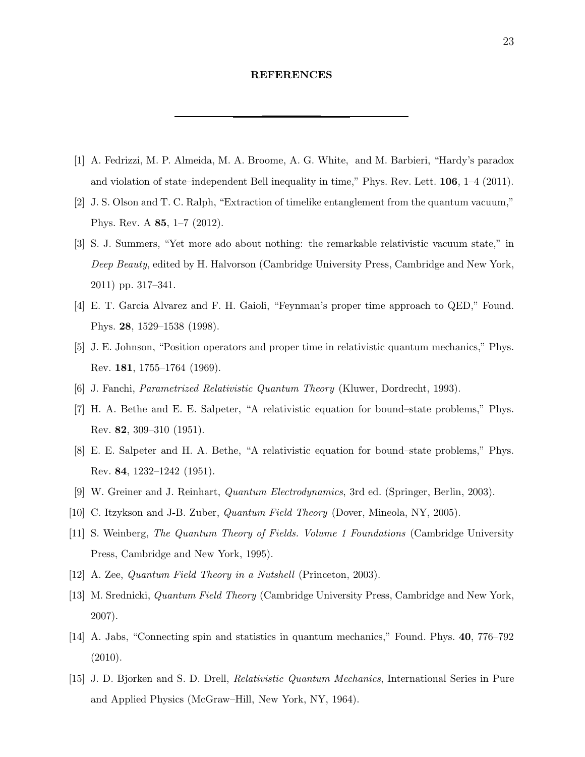## REFERENCES

---

[1] A. Fedrizzi, M. P. Almeida, M. A. Broome, A. G. White, and M. Barbieri, "Hardy's paradox and violation of state–independent Bell inequality in time," Phys. Rev. Lett. **106**, 1–4 (2011).

[2] J. S. Olson and T. C. Ralph, "Extraction of timelike entanglement from the quantum vacuum," Phys. Rev. A **85**, 1–7 (2012).

[3] S. J. Summers, "Yet more ado about nothing: the remarkable relativistic vacuum state," in *Deep Beauty*, edited by H. Halvorson (Cambridge University Press, Cambridge and New York, 2011) pp. 317–341.

[4] E. T. Garcia Alvarez and F. H. Gaioli, "Feynman's proper time approach to QED," Found. Phys. **28**, 1529–1538 (1998).

[5] J. E. Johnson, "Position operators and proper time in relativistic quantum mechanics," Phys. Rev. **181**, 1755–1764 (1969).

[6] J. Fanchi, *Parametrized Relativistic Quantum Theory* (Kluwer, Dordrecht, 1993).

[7] H. A. Bethe and E. E. Salpeter, "A relativistic equation for bound–state problems," Phys. Rev. **82**, 309–310 (1951).

[8] E. E. Salpeter and H. A. Bethe, "A relativistic equation for bound–state problems," Phys. Rev. **84**, 1232–1242 (1951).

[9] W. Greiner and J. Reinhart, *Quantum Electrodynamics*, 3rd ed. (Springer, Berlin, 2003).

[10] C. Itzykson and J-B. Zuber, *Quantum Field Theory* (Dover, Mineola, NY, 2005).

[11] S. Weinberg, *The Quantum Theory of Fields. Volume 1 Foundations* (Cambridge University Press, Cambridge and New York, 1995).

[12] A. Zee, *Quantum Field Theory in a Nutshell* (Princeton, 2003).

[13] M. Srednicki, *Quantum Field Theory* (Cambridge University Press, Cambridge and New York, 2007).

[14] A. Jabs, "Connecting spin and statistics in quantum mechanics," Found. Phys. **40**, 776–792 (2010).

[15] J. D. Bjorken and S. D. Drell, *Relativistic Quantum Mechanics*, International Series in Pure and Applied Physics (McGraw–Hill, New York, NY, 1964).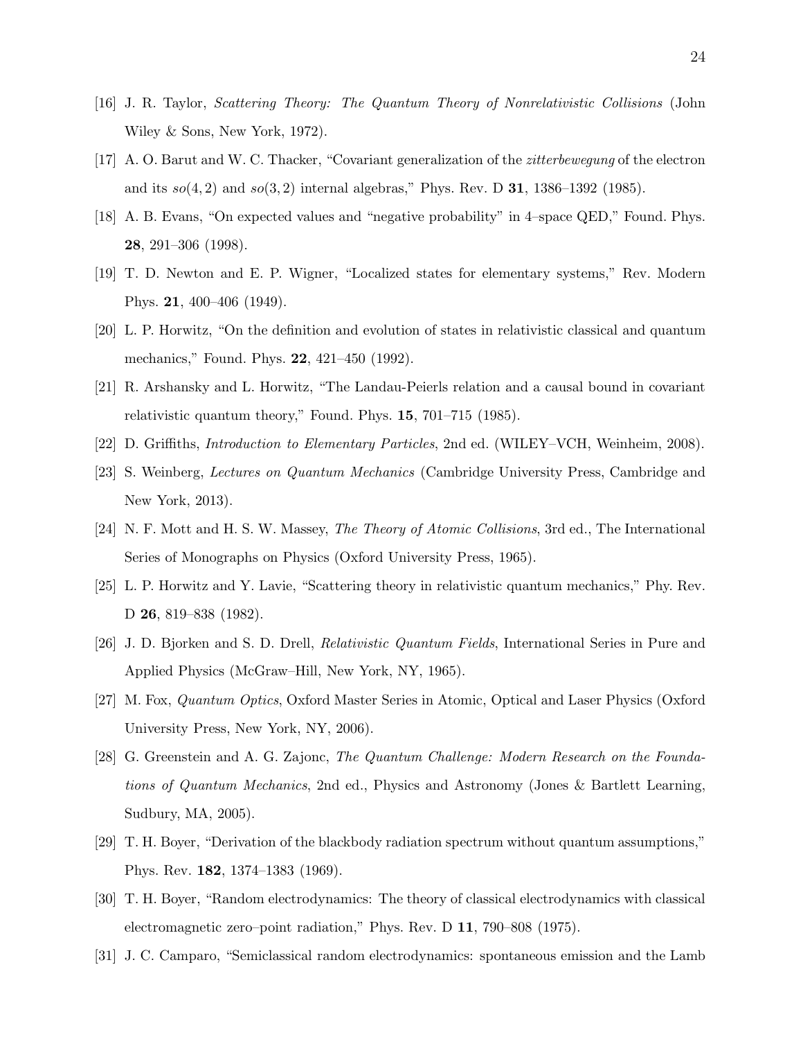[16] J. R. Taylor, *Scattering Theory: The Quantum Theory of Nonrelativistic Collisions* (John Wiley & Sons, New York, 1972).

[17] A. O. Barut and W. C. Thacker, "Covariant generalization of the *zitterbewegung* of the electron and its $so(4,2)$ and $so(3,2)$ internal algebras," Phys. Rev. D **31**, 1386–1392 (1985).

[18] A. B. Evans, "On expected values and "negative probability" in 4–space QED," Found. Phys. **28**, 291–306 (1998).

[19] T. D. Newton and E. P. Wigner, "Localized states for elementary systems," Rev. Modern Phys. **21**, 400–406 (1949).

[20] L. P. Horwitz, "On the definition and evolution of states in relativistic classical and quantum mechanics," Found. Phys. **22**, 421–450 (1992).

[21] R. Arshansky and L. Horwitz, "The Landau-Peierls relation and a causal bound in covariant relativistic quantum theory," Found. Phys. **15**, 701–715 (1985).

[22] D. Griffiths, *Introduction to Elementary Particles*, 2nd ed. (WILEY–VCH, Weinheim, 2008).

[23] S. Weinberg, *Lectures on Quantum Mechanics* (Cambridge University Press, Cambridge and New York, 2013).

[24] N. F. Mott and H. S. W. Massey, *The Theory of Atomic Collisions*, 3rd ed., The International Series of Monographs on Physics (Oxford University Press, 1965).

[25] L. P. Horwitz and Y. Lavie, "Scattering theory in relativistic quantum mechanics," Phy. Rev. D **26**, 819–838 (1982).

[26] J. D. Bjorken and S. D. Drell, *Relativistic Quantum Fields*, International Series in Pure and Applied Physics (McGraw–Hill, New York, NY, 1965).

[27] M. Fox, *Quantum Optics*, Oxford Master Series in Atomic, Optical and Laser Physics (Oxford University Press, New York, NY, 2006).

[28] G. Greenstein and A. G. Zajonc, *The Quantum Challenge: Modern Research on the Foundations of Quantum Mechanics*, 2nd ed., Physics and Astronomy (Jones & Bartlett Learning, Sudbury, MA, 2005).

[29] T. H. Boyer, "Derivation of the blackbody radiation spectrum without quantum assumptions," Phys. Rev. **182**, 1374–1383 (1969).

[30] T. H. Boyer, "Random electrodynamics: The theory of classical electrodynamics with classical electromagnetic zero–point radiation," Phys. Rev. D **11**, 790–808 (1975).

[31] J. C. Camparo, "Semiclassical random electrodynamics: spontaneous emission and the Lamb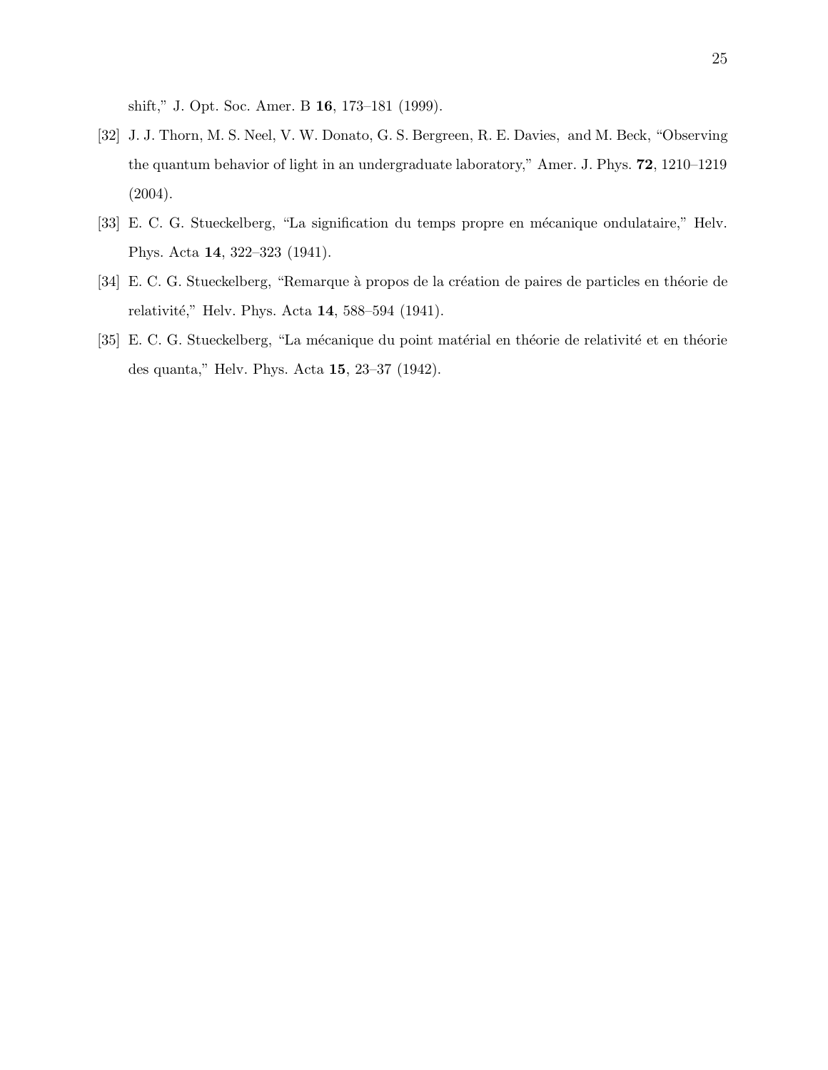shift," J. Opt. Soc. Amer. B **16**, 173–181 (1999).

[32] J. J. Thorn, M. S. Neel, V. W. Donato, G. S. Bergreen, R. E. Davies, and M. Beck, "Observing the quantum behavior of light in an undergraduate laboratory," Amer. J. Phys. **72**, 1210–1219 (2004).

[33] E. C. G. Stueckelberg, "La signification du temps propre en mécanique ondulataire," Helv. Phys. Acta **14**, 322–323 (1941).

[34] E. C. G. Stueckelberg, "Remarque à propos de la création de paires de particles en théorie de relativité," Helv. Phys. Acta **14**, 588–594 (1941).

[35] E. C. G. Stueckelberg, "La mécanique du point matérial en théorie de relativité et en théorie des quanta," Helv. Phys. Acta **15**, 23–37 (1942).